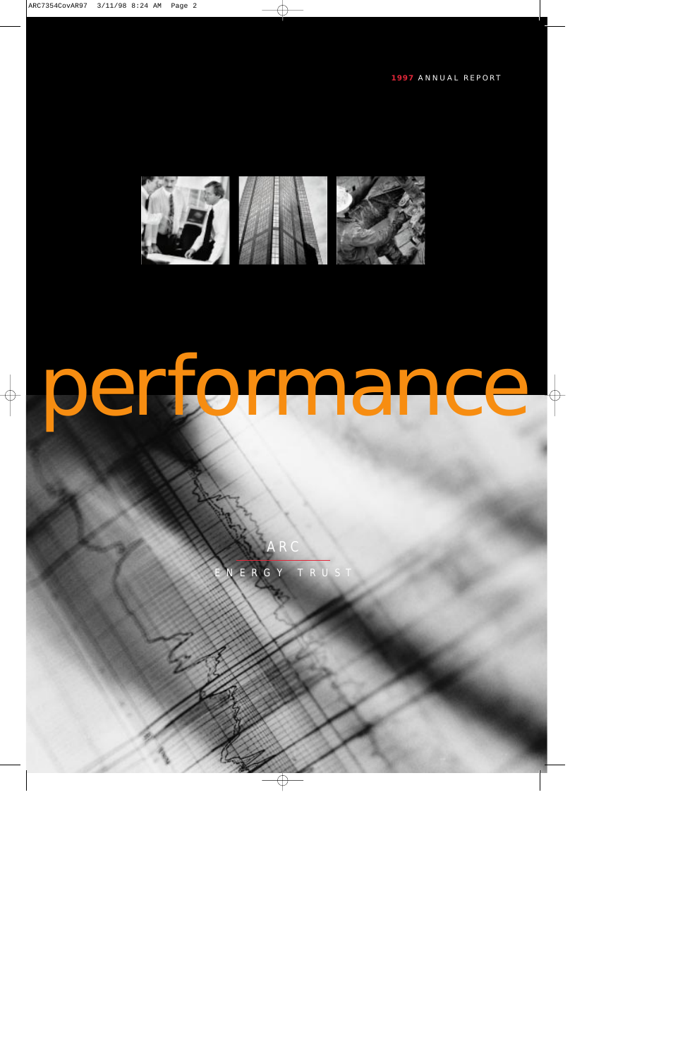**1997** ANNUAL REPORT

# performance

ARC

ENERGY TRUST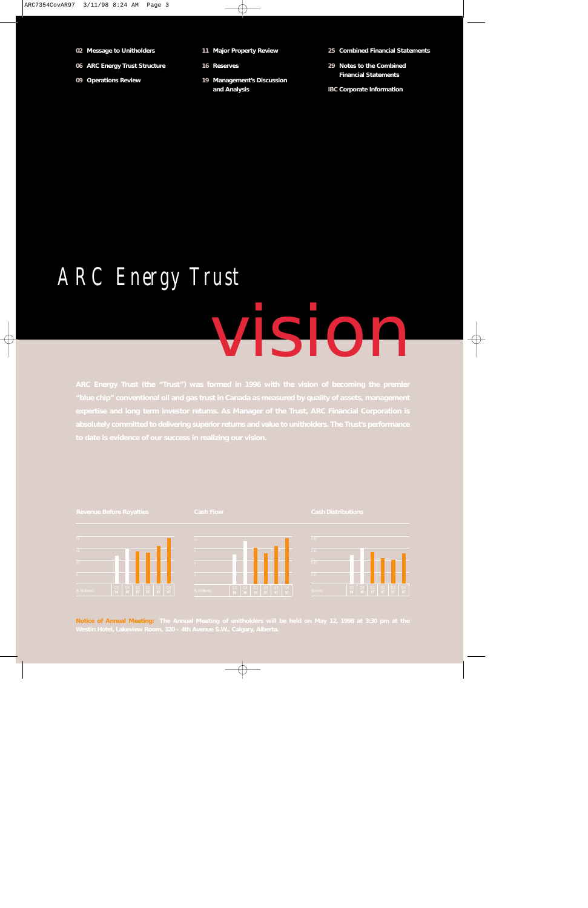02 Message to Unitholders

06 ARC Energy Trust Structure

09 Operations Review

11 Major Property Review

16 Reserves

19 Management's Discussion and Analysis

25 Combined Financial Statements

29 Notes to the Combined Financial Statements

IBC Corporate Information

# ARC Energy Trust

# vision

ARC Energy Trust (the "Trust") was formed in 1996 with the vision of becoming the premier "blue chip" conventional oil and gas trust in Canada as measured by quality of assets, management expertise and long term investor returns. As Manager of the Trust, ARC Financial Corporation is absolutely committed to delivering superior returns and value to unitholders. The Trust's performance to date is evidence of our success in realizing our vision.

Revenue Before Royalties

($ Millions)

Q3 96 | Q4 96 | Q1 97 | Q2 97 | Q3 97 | Q4 97

Cash Flow

($ Millions)

Q3 96 | Q4 96 | Q1 97 | Q2 97 | Q3 97 | Q4 97

Cash Distributions

($/Unit)

Q3 96 | Q4 96 | Q1 97 | Q2 97 | Q3 97 | Q4 97

**Notice of Annual Meeting:** The Annual Meeting of unitholders will be held on May 12, 1998 at 3:30 pm at the Westin Hotel, Lakeview Room, 320 - 4th Avenue S.W., Calgary, Alberta.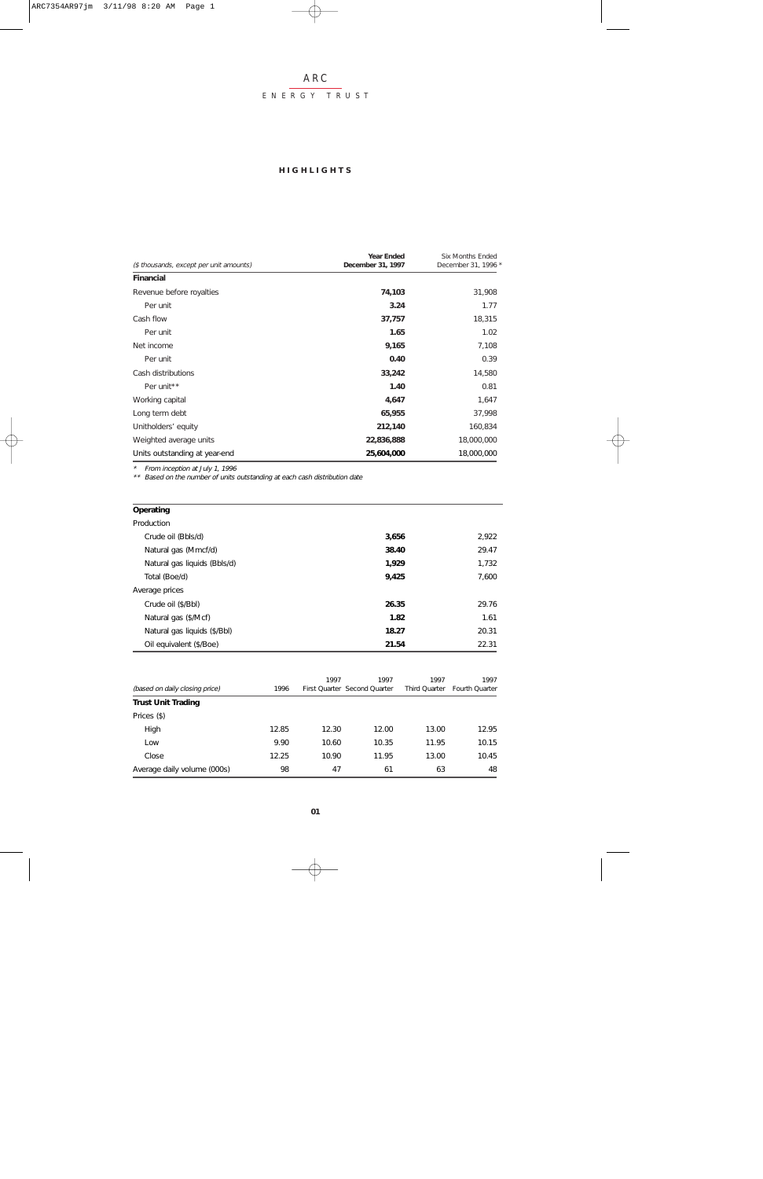ARC
ENERGY TRUST

## HIGHLIGHTS

| ($ thousands, except per unit amounts) | Year Ended December 31, 1997 | Six Months Ended December 31, 1996 * |
|---|---|---|
| **Financial** | | |
| Revenue before royalties | **74,103** | 31,908 |
| Per unit | **3.24** | 1.77 |
| Cash flow | **37,757** | 18,315 |
| Per unit | **1.65** | 1.02 |
| Net income | **9,165** | 7,108 |
| Per unit | **0.40** | 0.39 |
| Cash distributions | **33,242** | 14,580 |
| Per unit** | **1.40** | 0.81 |
| Working capital | **4,647** | 1,647 |
| Long term debt | **65,955** | 37,998 |
| Unitholders' equity | **212,140** | 160,834 |
| Weighted average units | **22,836,888** | 18,000,000 |
| Units outstanding at year-end | **25,604,000** | 18,000,000 |

*\* From inception at July 1, 1996*
*\*\* Based on the number of units outstanding at each cash distribution date*

| **Operating** | | |
|---|---|---|
| Production | | |
| Crude oil (Bbls/d) | **3,656** | 2,922 |
| Natural gas (Mmcf/d) | **38.40** | 29.47 |
| Natural gas liquids (Bbls/d) | **1,929** | 1,732 |
| Total (Boe/d) | **9,425** | 7,600 |
| Average prices | | |
| Crude oil ($/Bbl) | **26.35** | 29.76 |
| Natural gas ($/Mcf) | **1.82** | 1.61 |
| Natural gas liquids ($/Bbl) | **18.27** | 20.31 |
| Oil equivalent ($/Boe) | **21.54** | 22.31 |

| (based on daily closing price) | 1996 | 1997 First Quarter | 1997 Second Quarter | 1997 Third Quarter | 1997 Fourth Quarter |
|---|---|---|---|---|---|
| **Trust Unit Trading** | | | | | |
| Prices ($) | | | | | |
| High | 12.85 | 12.30 | 12.00 | 13.00 | 12.95 |
| Low | 9.90 | 10.60 | 10.35 | 11.95 | 10.15 |
| Close | 12.25 | 10.90 | 11.95 | 13.00 | 10.45 |
| Average daily volume (000s) | 98 | 47 | 61 | 63 | 48 |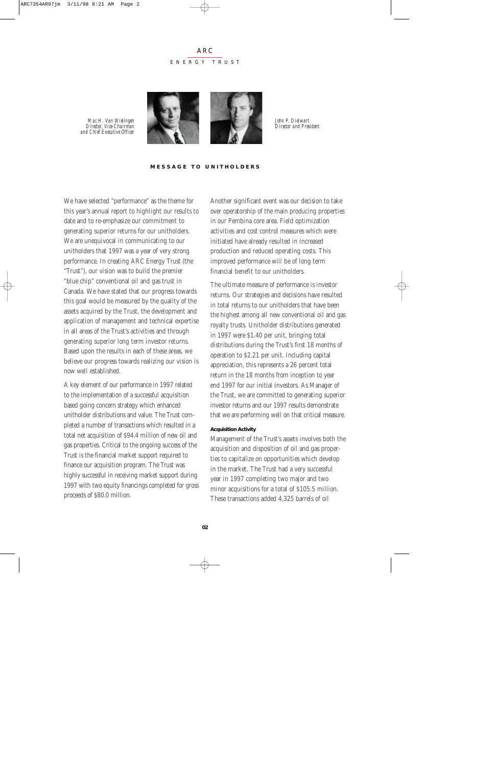ARC

ENERGY TRUST

*Mac H. Van Wielingen*
*Director, Vice-Chairman and Chief Executive Officer*

*John P. Dielwart*
*Director and President*

## MESSAGE TO UNITHOLDERS

We have selected "performance" as the theme for this year's annual report to highlight our results to date and to re-emphasize our commitment to generating superior returns for our unitholders. We are unequivocal in communicating to our unitholders that 1997 was a year of very strong performance. In creating ARC Energy Trust (the "Trust"), our vision was to build the premier "blue chip" conventional oil and gas trust in Canada. We have stated that our progress towards this goal would be measured by the quality of the assets acquired by the Trust, the development and application of management and technical expertise in all areas of the Trust's activities and through generating superior long term investor returns. Based upon the results in each of these areas, we believe our progress towards realizing our vision is now well established.

A key element of our performance in 1997 related to the implementation of a successful acquisition based going concern strategy which enhanced unitholder distributions and value. The Trust completed a number of transactions which resulted in a total net acquisition of $94.4 million of new oil and gas properties. Critical to the ongoing success of the Trust is the financial market support required to finance our acquisition program. The Trust was highly successful in receiving market support during 1997 with two equity financings completed for gross proceeds of $80.0 million.

Another significant event was our decision to take over operatorship of the main producing properties in our Pembina core area. Field optimization activities and cost control measures which were initiated have already resulted in increased production and reduced operating costs. This improved performance will be of long term financial benefit to our unitholders.

The ultimate measure of performance is investor returns. Our strategies and decisions have resulted in total returns to our unitholders that have been the highest among all new conventional oil and gas royalty trusts. Unitholder distributions generated in 1997 were $1.40 per unit, bringing total distributions during the Trust's first 18 months of operation to $2.21 per unit. Including capital appreciation, this represents a 26 percent total return in the 18 months from inception to year end 1997 for our initial investors. As Manager of the Trust, we are committed to generating superior investor returns and our 1997 results demonstrate that we are performing well on that critical measure.

**Acquisition Activity**

Management of the Trust's assets involves both the acquisition and disposition of oil and gas properties to capitalize on opportunities which develop in the market. The Trust had a very successful year in 1997 completing two major and two minor acquisitions for a total of $105.5 million. These transactions added 4,325 barrels of oil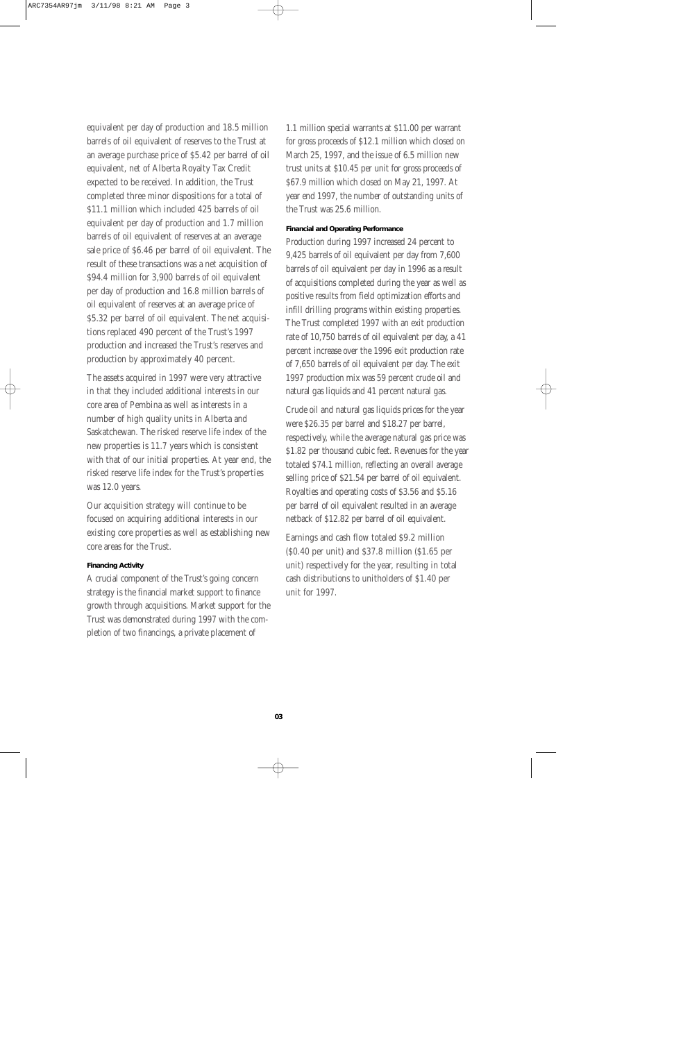equivalent per day of production and 18.5 million barrels of oil equivalent of reserves to the Trust at an average purchase price of $5.42 per barrel of oil equivalent, net of Alberta Royalty Tax Credit expected to be received. In addition, the Trust completed three minor dispositions for a total of $11.1 million which included 425 barrels of oil equivalent per day of production and 1.7 million barrels of oil equivalent of reserves at an average sale price of $6.46 per barrel of oil equivalent. The result of these transactions was a net acquisition of $94.4 million for 3,900 barrels of oil equivalent per day of production and 16.8 million barrels of oil equivalent of reserves at an average price of $5.32 per barrel of oil equivalent. The net acquisitions replaced 490 percent of the Trust's 1997 production and increased the Trust's reserves and production by approximately 40 percent.

The assets acquired in 1997 were very attractive in that they included additional interests in our core area of Pembina as well as interests in a number of high quality units in Alberta and Saskatchewan. The risked reserve life index of the new properties is 11.7 years which is consistent with that of our initial properties. At year end, the risked reserve life index for the Trust's properties was 12.0 years.

Our acquisition strategy will continue to be focused on acquiring additional interests in our existing core properties as well as establishing new core areas for the Trust.

**Financing Activity**

A crucial component of the Trust's going concern strategy is the financial market support to finance growth through acquisitions. Market support for the Trust was demonstrated during 1997 with the completion of two financings, a private placement of 1.1 million special warrants at $11.00 per warrant for gross proceeds of $12.1 million which closed on March 25, 1997, and the issue of 6.5 million new trust units at $10.45 per unit for gross proceeds of $67.9 million which closed on May 21, 1997. At year end 1997, the number of outstanding units of the Trust was 25.6 million.

**Financial and Operating Performance**

Production during 1997 increased 24 percent to 9,425 barrels of oil equivalent per day from 7,600 barrels of oil equivalent per day in 1996 as a result of acquisitions completed during the year as well as positive results from field optimization efforts and infill drilling programs within existing properties. The Trust completed 1997 with an exit production rate of 10,750 barrels of oil equivalent per day, a 41 percent increase over the 1996 exit production rate of 7,650 barrels of oil equivalent per day. The exit 1997 production mix was 59 percent crude oil and natural gas liquids and 41 percent natural gas.

Crude oil and natural gas liquids prices for the year were $26.35 per barrel and $18.27 per barrel, respectively, while the average natural gas price was $1.82 per thousand cubic feet. Revenues for the year totaled $74.1 million, reflecting an overall average selling price of $21.54 per barrel of oil equivalent. Royalties and operating costs of $3.56 and $5.16 per barrel of oil equivalent resulted in an average netback of $12.82 per barrel of oil equivalent.

Earnings and cash flow totaled $9.2 million ($0.40 per unit) and $37.8 million ($1.65 per unit) respectively for the year, resulting in total cash distributions to unitholders of $1.40 per unit for 1997.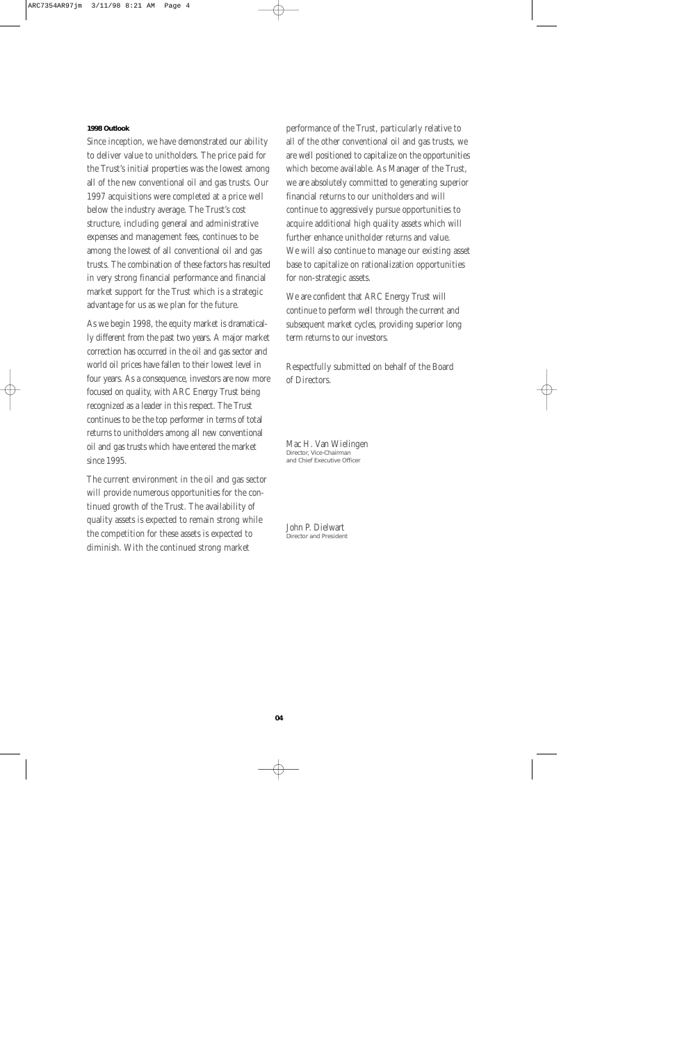### 1998 Outlook

Since inception, we have demonstrated our ability to deliver value to unitholders. The price paid for the Trust's initial properties was the lowest among all of the new conventional oil and gas trusts. Our 1997 acquisitions were completed at a price well below the industry average. The Trust's cost structure, including general and administrative expenses and management fees, continues to be among the lowest of all conventional oil and gas trusts. The combination of these factors has resulted in very strong financial performance and financial market support for the Trust which is a strategic advantage for us as we plan for the future.

As we begin 1998, the equity market is dramatically different from the past two years. A major market correction has occurred in the oil and gas sector and world oil prices have fallen to their lowest level in four years. As a consequence, investors are now more focused on quality, with ARC Energy Trust being recognized as a leader in this respect. The Trust continues to be the top performer in terms of total returns to unitholders among all new conventional oil and gas trusts which have entered the market since 1995.

The current environment in the oil and gas sector will provide numerous opportunities for the continued growth of the Trust. The availability of quality assets is expected to remain strong while the competition for these assets is expected to diminish. With the continued strong market performance of the Trust, particularly relative to all of the other conventional oil and gas trusts, we are well positioned to capitalize on the opportunities which become available. As Manager of the Trust, we are absolutely committed to generating superior financial returns to our unitholders and will continue to aggressively pursue opportunities to acquire additional high quality assets which will further enhance unitholder returns and value. We will also continue to manage our existing asset base to capitalize on rationalization opportunities for non-strategic assets.

We are confident that ARC Energy Trust will continue to perform well through the current and subsequent market cycles, providing superior long term returns to our investors.

Respectfully submitted on behalf of the Board of Directors.

Mac H. Van Wielingen
Director, Vice-Chairman
and Chief Executive Officer

John P. Dielwart
Director and President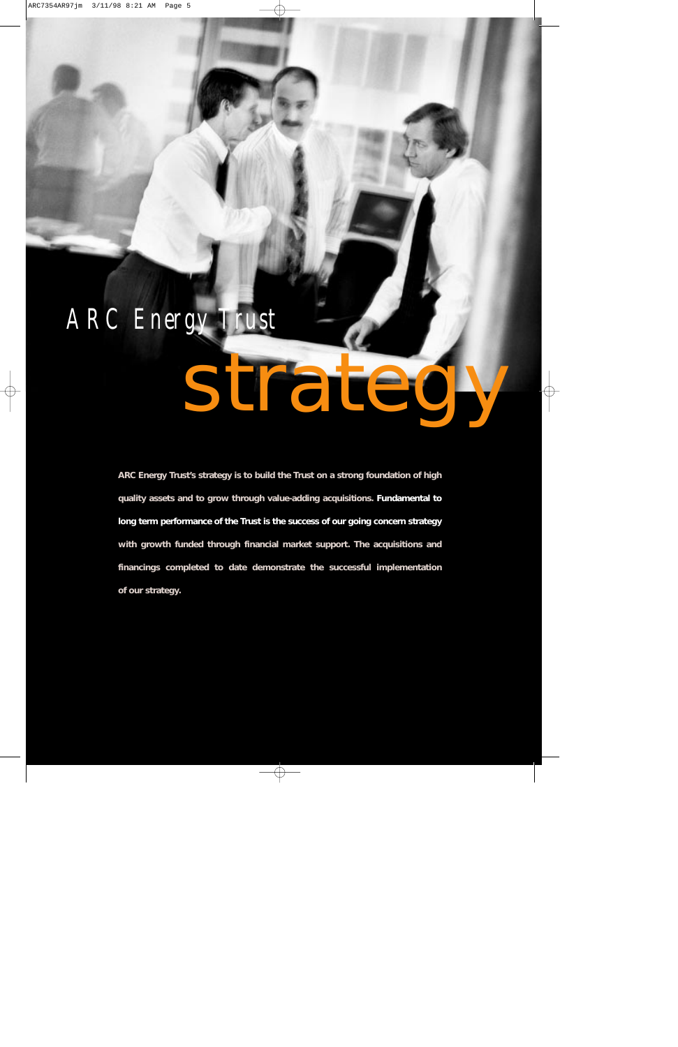ARC Energy Trust

# strategy

**ARC Energy Trust's strategy is to build the Trust on a strong foundation of high quality assets and to grow through value-adding acquisitions. Fundamental to long term performance of the Trust is the success of our going concern strategy with growth funded through financial market support. The acquisitions and financings completed to date demonstrate the successful implementation of our strategy.**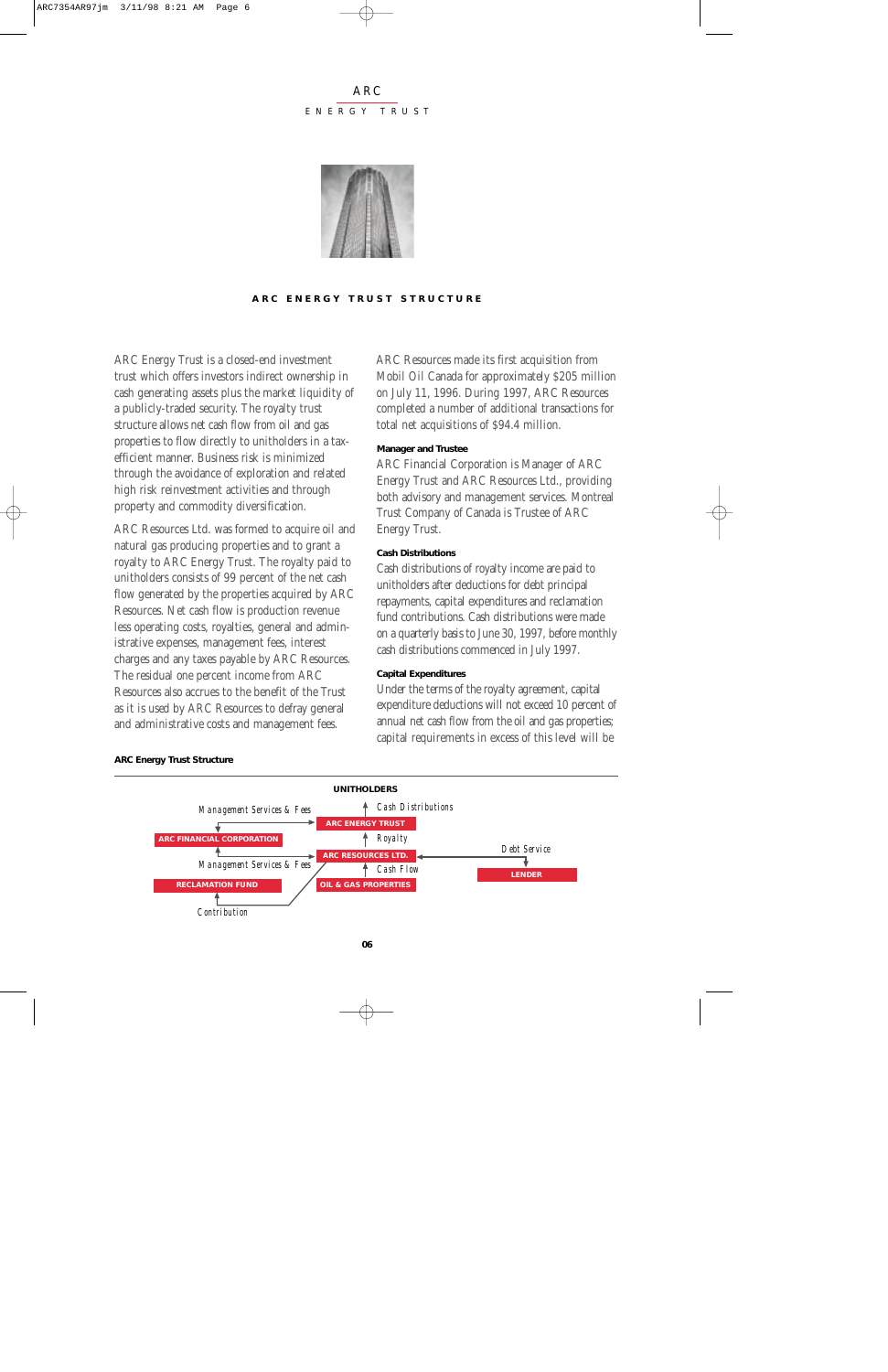# ARC ENERGY TRUST STRUCTURE

ARC Energy Trust is a closed-end investment trust which offers investors indirect ownership in cash generating assets plus the market liquidity of a publicly-traded security. The royalty trust structure allows net cash flow from oil and gas properties to flow directly to unitholders in a tax-efficient manner. Business risk is minimized through the avoidance of exploration and related high risk reinvestment activities and through property and commodity diversification.

ARC Resources Ltd. was formed to acquire oil and natural gas producing properties and to grant a royalty to ARC Energy Trust. The royalty paid to unitholders consists of 99 percent of the net cash flow generated by the properties acquired by ARC Resources. Net cash flow is production revenue less operating costs, royalties, general and administrative expenses, management fees, interest charges and any taxes payable by ARC Resources. The residual one percent income from ARC Resources also accrues to the benefit of the Trust as it is used by ARC Resources to defray general and administrative costs and management fees.

ARC Resources made its first acquisition from Mobil Oil Canada for approximately $205 million on July 11, 1996. During 1997, ARC Resources completed a number of additional transactions for total net acquisitions of $94.4 million.

**Manager and Trustee**

ARC Financial Corporation is Manager of ARC Energy Trust and ARC Resources Ltd., providing both advisory and management services. Montreal Trust Company of Canada is Trustee of ARC Energy Trust.

**Cash Distributions**

Cash distributions of royalty income are paid to unitholders after deductions for debt principal repayments, capital expenditures and reclamation fund contributions. Cash distributions were made on a quarterly basis to June 30, 1997, before monthly cash distributions commenced in July 1997.

**Capital Expenditures**

Under the terms of the royalty agreement, capital expenditure deductions will not exceed 10 percent of annual net cash flow from the oil and gas properties; capital requirements in excess of this level will be

**ARC Energy Trust Structure**

UNITHOLDERS

Management Services & Fees — Cash Distributions

ARC FINANCIAL CORPORATION — ARC ENERGY TRUST

Royalty

Management Services & Fees — ARC RESOURCES LTD. — Debt Service — LENDER

Cash Flow

RECLAMATION FUND — OIL & GAS PROPERTIES

Contribution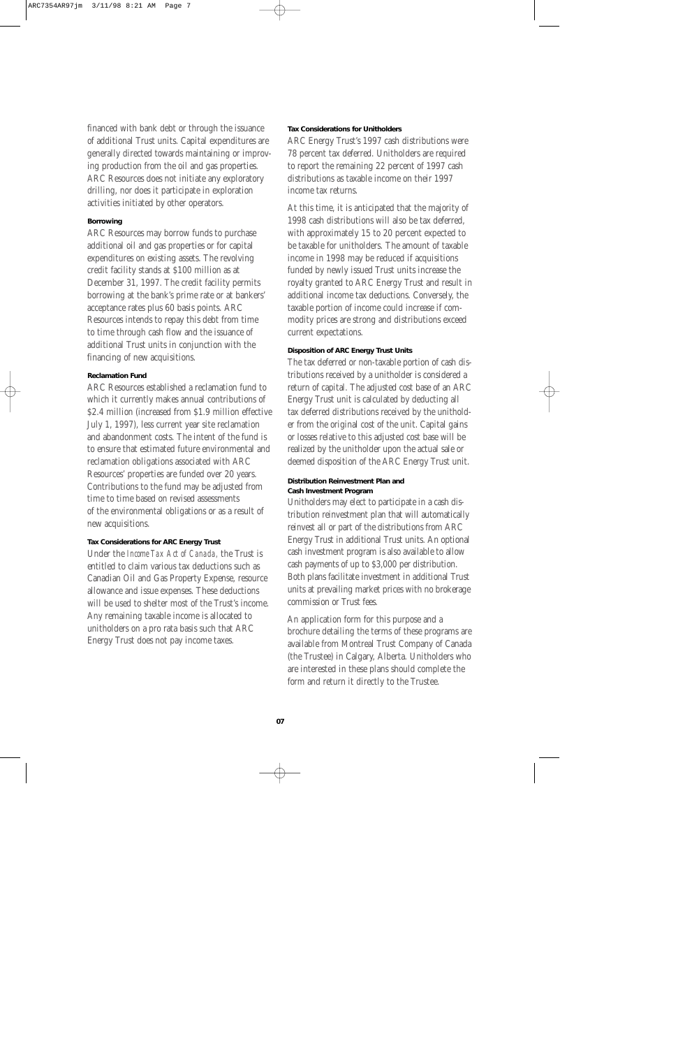financed with bank debt or through the issuance of additional Trust units. Capital expenditures are generally directed towards maintaining or improving production from the oil and gas properties. ARC Resources does not initiate any exploratory drilling, nor does it participate in exploration activities initiated by other operators.

#### Borrowing

ARC Resources may borrow funds to purchase additional oil and gas properties or for capital expenditures on existing assets. The revolving credit facility stands at $100 million as at December 31, 1997. The credit facility permits borrowing at the bank's prime rate or at bankers' acceptance rates plus 60 basis points. ARC Resources intends to repay this debt from time to time through cash flow and the issuance of additional Trust units in conjunction with the financing of new acquisitions.

#### Reclamation Fund

ARC Resources established a reclamation fund to which it currently makes annual contributions of $2.4 million (increased from $1.9 million effective July 1, 1997), less current year site reclamation and abandonment costs. The intent of the fund is to ensure that estimated future environmental and reclamation obligations associated with ARC Resources' properties are funded over 20 years. Contributions to the fund may be adjusted from time to time based on revised assessments of the environmental obligations or as a result of new acquisitions.

#### Tax Considerations for ARC Energy Trust

Under the *Income Tax Act of Canada*, the Trust is entitled to claim various tax deductions such as Canadian Oil and Gas Property Expense, resource allowance and issue expenses. These deductions will be used to shelter most of the Trust's income. Any remaining taxable income is allocated to unitholders on a pro rata basis such that ARC Energy Trust does not pay income taxes.

#### Tax Considerations for Unitholders

ARC Energy Trust's 1997 cash distributions were 78 percent tax deferred. Unitholders are required to report the remaining 22 percent of 1997 cash distributions as taxable income on their 1997 income tax returns.

At this time, it is anticipated that the majority of 1998 cash distributions will also be tax deferred, with approximately 15 to 20 percent expected to be taxable for unitholders. The amount of taxable income in 1998 may be reduced if acquisitions funded by newly issued Trust units increase the royalty granted to ARC Energy Trust and result in additional income tax deductions. Conversely, the taxable portion of income could increase if commodity prices are strong and distributions exceed current expectations.

#### Disposition of ARC Energy Trust Units

The tax deferred or non-taxable portion of cash distributions received by a unitholder is considered a return of capital. The adjusted cost base of an ARC Energy Trust unit is calculated by deducting all tax deferred distributions received by the unitholder from the original cost of the unit. Capital gains or losses relative to this adjusted cost base will be realized by the unitholder upon the actual sale or deemed disposition of the ARC Energy Trust unit.

#### Distribution Reinvestment Plan and Cash Investment Program

Unitholders may elect to participate in a cash distribution reinvestment plan that will automatically reinvest all or part of the distributions from ARC Energy Trust in additional Trust units. An optional cash investment program is also available to allow cash payments of up to $3,000 per distribution. Both plans facilitate investment in additional Trust units at prevailing market prices with no brokerage commission or Trust fees.

An application form for this purpose and a brochure detailing the terms of these programs are available from Montreal Trust Company of Canada (the Trustee) in Calgary, Alberta. Unitholders who are interested in these plans should complete the form and return it directly to the Trustee.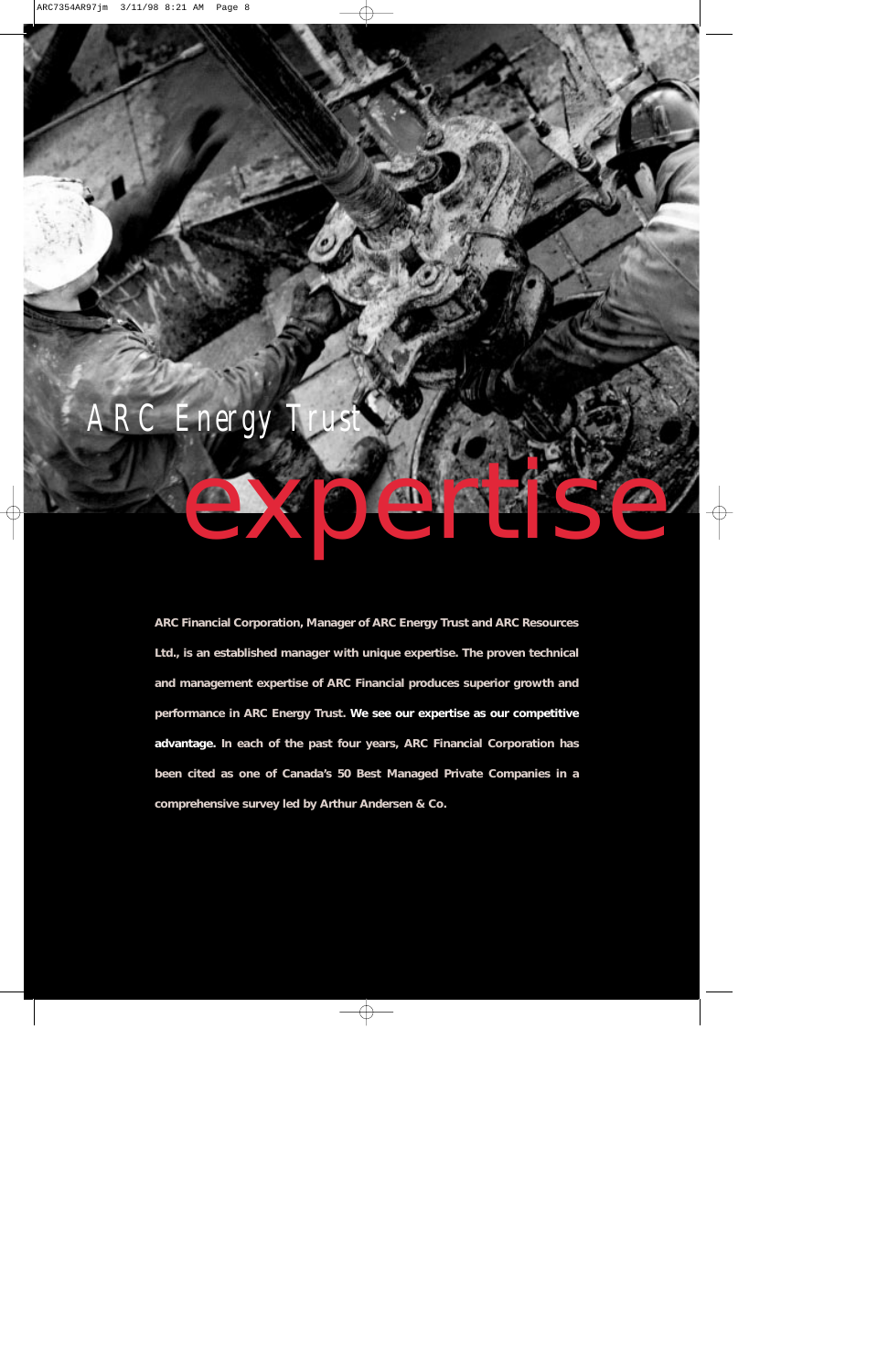ARC Energy Trust

# expertise

**ARC Financial Corporation, Manager of ARC Energy Trust and ARC Resources Ltd., is an established manager with unique expertise. The proven technical and management expertise of ARC Financial produces superior growth and performance in ARC Energy Trust. We see our expertise as our competitive advantage. In each of the past four years, ARC Financial Corporation has been cited as one of Canada's 50 Best Managed Private Companies in a comprehensive survey led by Arthur Andersen & Co.**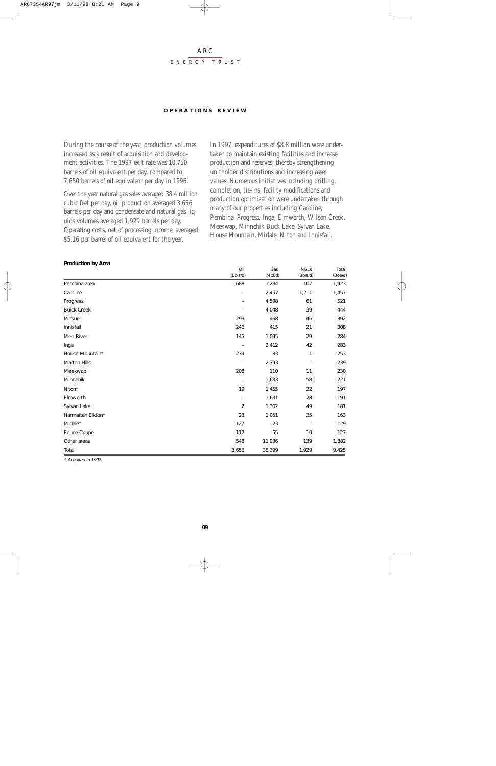## OPERATIONS REVIEW

During the course of the year, production volumes increased as a result of acquisition and development activities. The 1997 exit rate was 10,750 barrels of oil equivalent per day, compared to 7,650 barrels of oil equivalent per day in 1996.

Over the year natural gas sales averaged 38.4 million cubic feet per day, oil production averaged 3,656 barrels per day and condensate and natural gas liquids volumes averaged 1,929 barrels per day. Operating costs, net of processing income, averaged $5.16 per barrel of oil equivalent for the year.

In 1997, expenditures of $8.8 million were undertaken to maintain existing facilities and increase production and reserves, thereby strengthening unitholder distributions and increasing asset values. Numerous initiatives including drilling, completion, tie-ins, facility modifications and production optimization were undertaken through many of our properties including Caroline, Pembina, Progress, Inga, Elmworth, Wilson Creek, Meekwap, Minnehik Buck Lake, Sylvan Lake, House Mountain, Midale, Niton and Innisfail.

**Production by Area**

| | Oil (Bbls/d) | Gas (Mcf/d) | NGLs (Bbls/d) | Total (Boe/d) |
|---|---|---|---|---|
| Pembina area | 1,688 | 1,284 | 107 | 1,923 |
| Caroline | – | 2,457 | 1,211 | 1,457 |
| Progress | – | 4,598 | 61 | 521 |
| Buick Creek | – | 4,048 | 39 | 444 |
| Mitsue | 299 | 468 | 46 | 392 |
| Innisfail | 246 | 415 | 21 | 308 |
| Med River | 145 | 1,095 | 29 | 284 |
| Inga | – | 2,412 | 42 | 283 |
| House Mountain* | 239 | 33 | 11 | 253 |
| Marten Hills | – | 2,393 | – | 239 |
| Meekwap | 208 | 110 | 11 | 230 |
| Minnehik | – | 1,633 | 58 | 221 |
| Niton* | 19 | 1,455 | 32 | 197 |
| Elmworth | – | 1,631 | 28 | 191 |
| Sylvan Lake | 2 | 1,302 | 49 | 181 |
| Harmattan Elkton* | 23 | 1,051 | 35 | 163 |
| Midale* | 127 | 23 | – | 129 |
| Pouce Coupe | 112 | 55 | 10 | 127 |
| Other areas | 548 | 11,936 | 139 | 1,882 |
| Total | 3,656 | 38,399 | 1,929 | 9,425 |

*\* Acquired in 1997*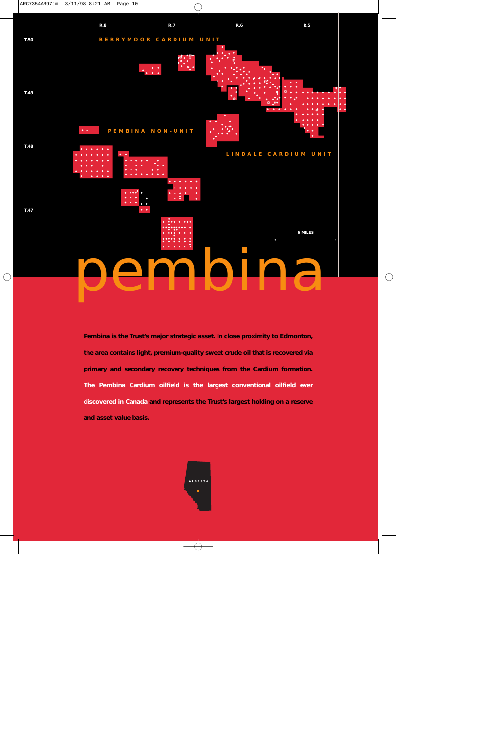# pembina

**Pembina is the Trust's major strategic asset. In close proximity to Edmonton, the area contains light, premium-quality sweet crude oil that is recovered via primary and secondary recovery techniques from the Cardium formation. The Pembina Cardium oilfield is the largest conventional oilfield ever discovered in Canada and represents the Trust's largest holding on a reserve and asset value basis.**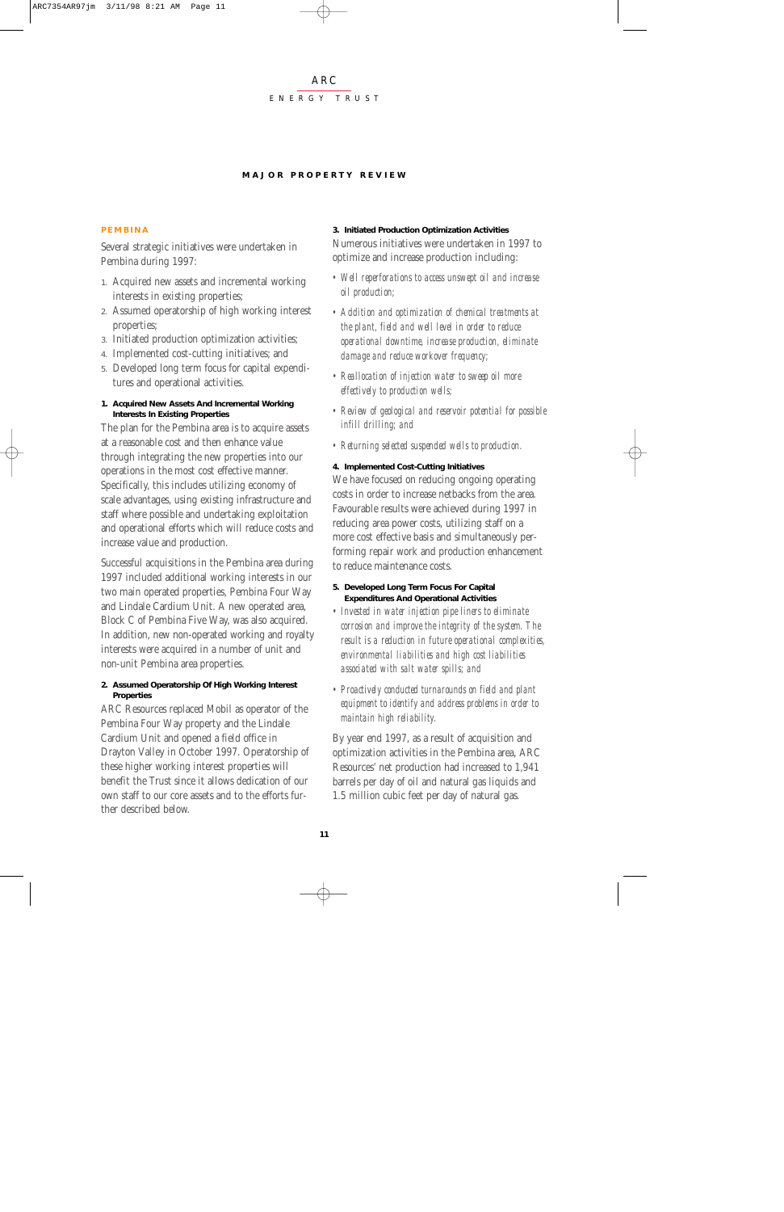## MAJOR PROPERTY REVIEW

### PEMBINA

Several strategic initiatives were undertaken in Pembina during 1997:

1. Acquired new assets and incremental working interests in existing properties;
2. Assumed operatorship of high working interest properties;
3. Initiated production optimization activities;
4. Implemented cost-cutting initiatives; and
5. Developed long term focus for capital expenditures and operational activities.

**1. Acquired New Assets And Incremental Working Interests In Existing Properties**

The plan for the Pembina area is to acquire assets at a reasonable cost and then enhance value through integrating the new properties into our operations in the most cost effective manner. Specifically, this includes utilizing economy of scale advantages, using existing infrastructure and staff where possible and undertaking exploitation and operational efforts which will reduce costs and increase value and production.

Successful acquisitions in the Pembina area during 1997 included additional working interests in our two main operated properties, Pembina Four Way and Lindale Cardium Unit. A new operated area, Block C of Pembina Five Way, was also acquired. In addition, new non-operated working and royalty interests were acquired in a number of unit and non-unit Pembina area properties.

**2. Assumed Operatorship Of High Working Interest Properties**

ARC Resources replaced Mobil as operator of the Pembina Four Way property and the Lindale Cardium Unit and opened a field office in Drayton Valley in October 1997. Operatorship of these higher working interest properties will benefit the Trust since it allows dedication of our own staff to our core assets and to the efforts further described below.

**3. Initiated Production Optimization Activities**

Numerous initiatives were undertaken in 1997 to optimize and increase production including:

- *Well reperforations to access unswept oil and increase oil production;*
- *Addition and optimization of chemical treatments at the plant, field and well level in order to reduce operational downtime, increase production, eliminate damage and reduce workover frequency;*
- *Reallocation of injection water to sweep oil more effectively to production wells;*
- *Review of geological and reservoir potential for possible infill drilling; and*
- *Returning selected suspended wells to production.*

**4. Implemented Cost-Cutting Initiatives**

We have focused on reducing ongoing operating costs in order to increase netbacks from the area. Favourable results were achieved during 1997 in reducing area power costs, utilizing staff on a more cost effective basis and simultaneously performing repair work and production enhancement to reduce maintenance costs.

**5. Developed Long Term Focus For Capital Expenditures And Operational Activities**

- *Invested in water injection pipe liners to eliminate corrosion and improve the integrity of the system. The result is a reduction in future operational complexities, environmental liabilities and high cost liabilities associated with salt water spills; and*
- *Proactively conducted turnarounds on field and plant equipment to identify and address problems in order to maintain high reliability.*

By year end 1997, as a result of acquisition and optimization activities in the Pembina area, ARC Resources' net production had increased to 1,941 barrels per day of oil and natural gas liquids and 1.5 million cubic feet per day of natural gas.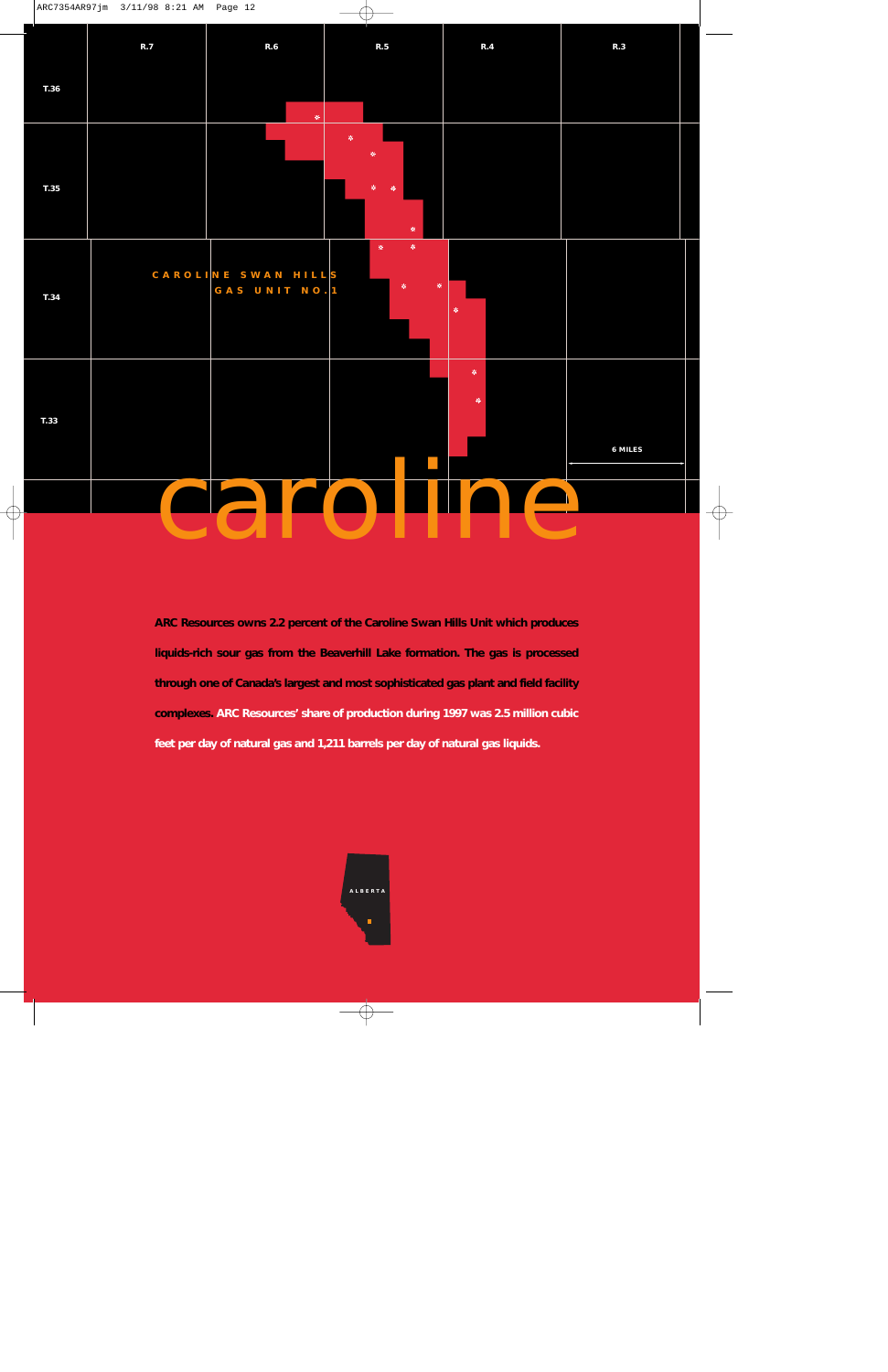# caroline

**ARC Resources owns 2.2 percent of the Caroline Swan Hills Unit which produces liquids-rich sour gas from the Beaverhill Lake formation. The gas is processed through one of Canada's largest and most sophisticated gas plant and field facility complexes. ARC Resources' share of production during 1997 was 2.5 million cubic feet per day of natural gas and 1,211 barrels per day of natural gas liquids.**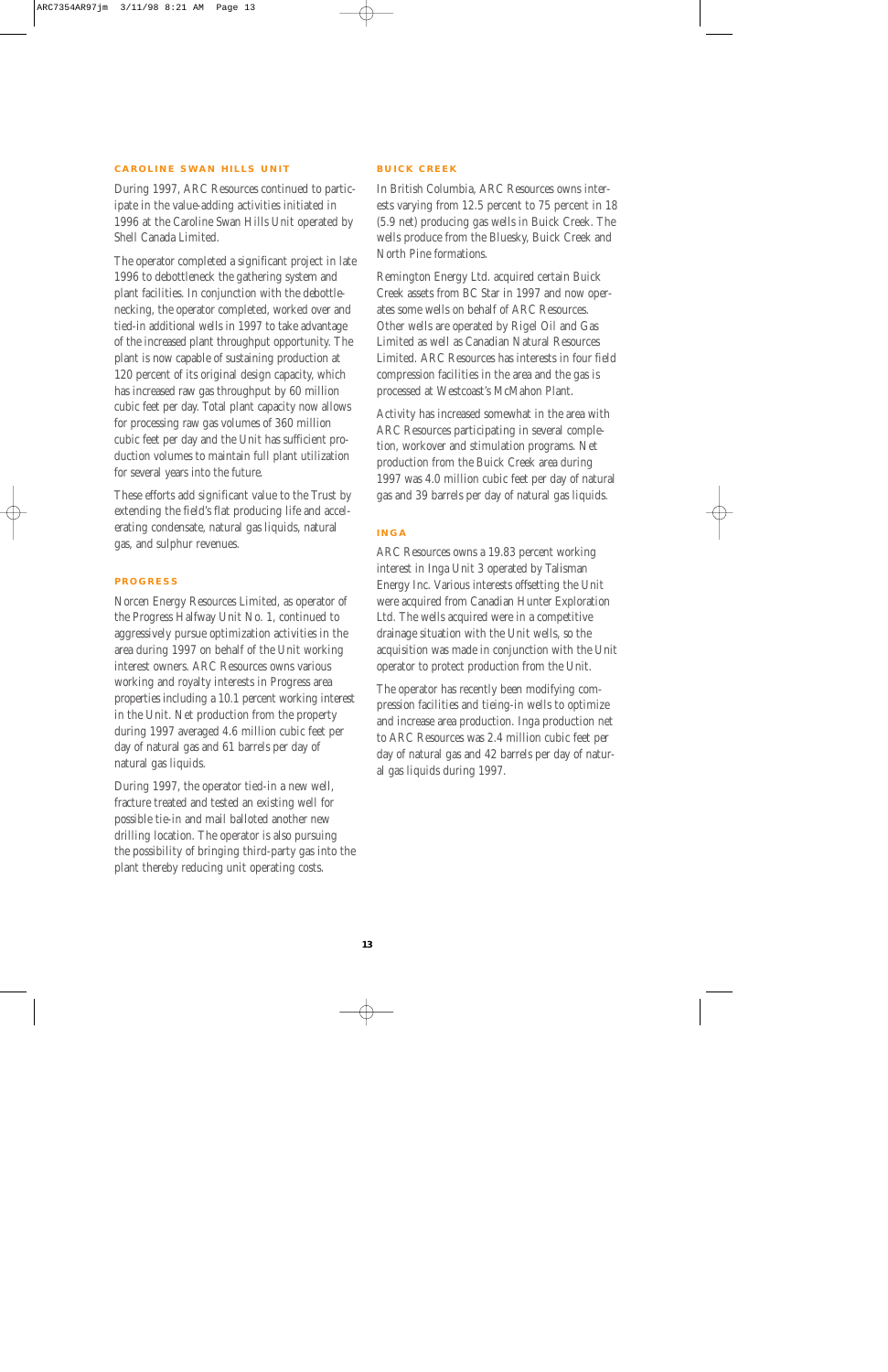## CAROLINE SWAN HILLS UNIT

During 1997, ARC Resources continued to participate in the value-adding activities initiated in 1996 at the Caroline Swan Hills Unit operated by Shell Canada Limited.

The operator completed a significant project in late 1996 to debottleneck the gathering system and plant facilities. In conjunction with the debottlenecking, the operator completed, worked over and tied-in additional wells in 1997 to take advantage of the increased plant throughput opportunity. The plant is now capable of sustaining production at 120 percent of its original design capacity, which has increased raw gas throughput by 60 million cubic feet per day. Total plant capacity now allows for processing raw gas volumes of 360 million cubic feet per day and the Unit has sufficient production volumes to maintain full plant utilization for several years into the future.

These efforts add significant value to the Trust by extending the field's flat producing life and accelerating condensate, natural gas liquids, natural gas, and sulphur revenues.

## PROGRESS

Norcen Energy Resources Limited, as operator of the Progress Halfway Unit No. 1, continued to aggressively pursue optimization activities in the area during 1997 on behalf of the Unit working interest owners. ARC Resources owns various working and royalty interests in Progress area properties including a 10.1 percent working interest in the Unit. Net production from the property during 1997 averaged 4.6 million cubic feet per day of natural gas and 61 barrels per day of natural gas liquids.

During 1997, the operator tied-in a new well, fracture treated and tested an existing well for possible tie-in and mail balloted another new drilling location. The operator is also pursuing the possibility of bringing third-party gas into the plant thereby reducing unit operating costs.

## BUICK CREEK

In British Columbia, ARC Resources owns interests varying from 12.5 percent to 75 percent in 18 (5.9 net) producing gas wells in Buick Creek. The wells produce from the Bluesky, Buick Creek and North Pine formations.

Remington Energy Ltd. acquired certain Buick Creek assets from BC Star in 1997 and now operates some wells on behalf of ARC Resources. Other wells are operated by Rigel Oil and Gas Limited as well as Canadian Natural Resources Limited. ARC Resources has interests in four field compression facilities in the area and the gas is processed at Westcoast's McMahon Plant.

Activity has increased somewhat in the area with ARC Resources participating in several completion, workover and stimulation programs. Net production from the Buick Creek area during 1997 was 4.0 million cubic feet per day of natural gas and 39 barrels per day of natural gas liquids.

## INGA

ARC Resources owns a 19.83 percent working interest in Inga Unit 3 operated by Talisman Energy Inc. Various interests offsetting the Unit were acquired from Canadian Hunter Exploration Ltd. The wells acquired were in a competitive drainage situation with the Unit wells, so the acquisition was made in conjunction with the Unit operator to protect production from the Unit.

The operator has recently been modifying compression facilities and tieing-in wells to optimize and increase area production. Inga production net to ARC Resources was 2.4 million cubic feet per day of natural gas and 42 barrels per day of natural gas liquids during 1997.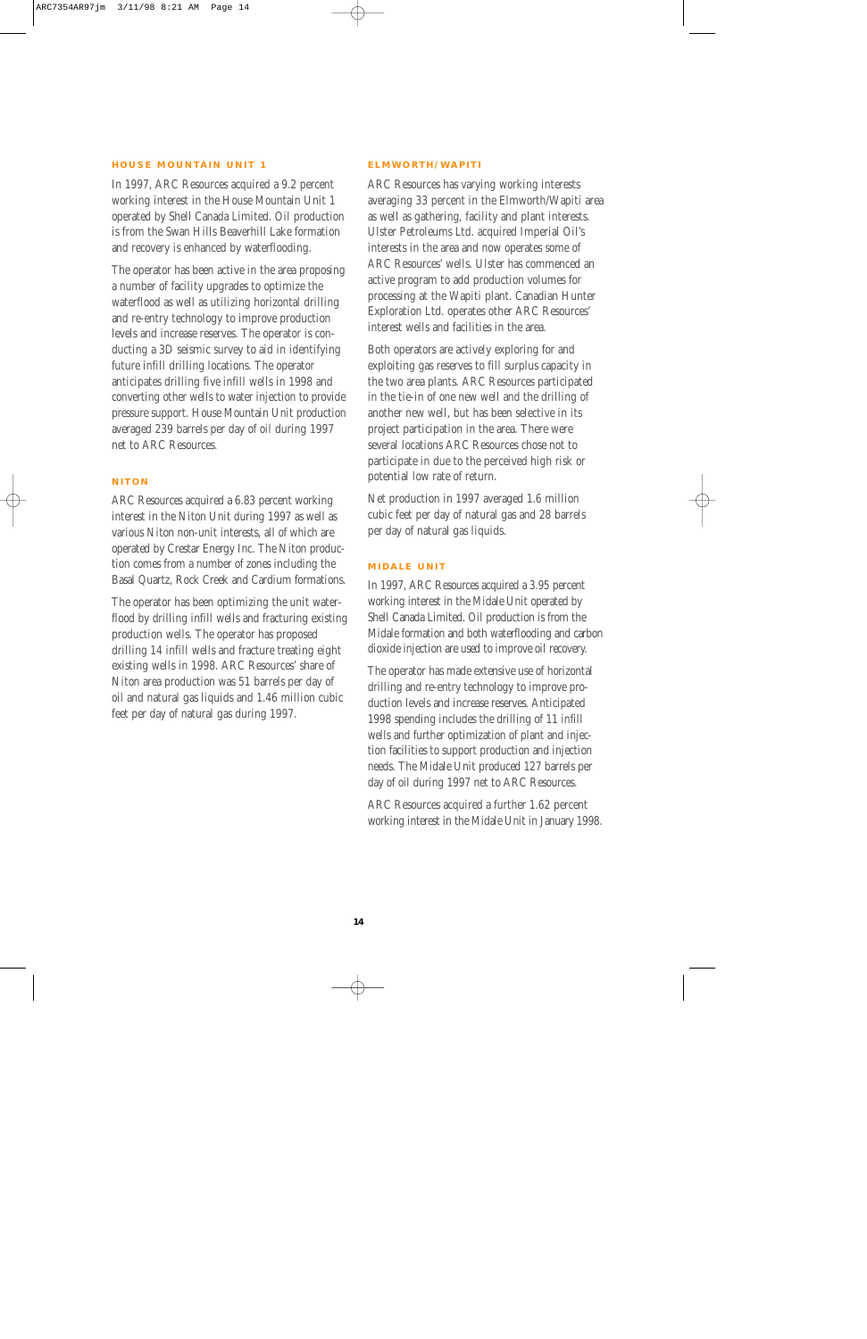## HOUSE MOUNTAIN UNIT 1

In 1997, ARC Resources acquired a 9.2 percent working interest in the House Mountain Unit 1 operated by Shell Canada Limited. Oil production is from the Swan Hills Beaverhill Lake formation and recovery is enhanced by waterflooding.

The operator has been active in the area proposing a number of facility upgrades to optimize the waterflood as well as utilizing horizontal drilling and re-entry technology to improve production levels and increase reserves. The operator is conducting a 3D seismic survey to aid in identifying future infill drilling locations. The operator anticipates drilling five infill wells in 1998 and converting other wells to water injection to provide pressure support. House Mountain Unit production averaged 239 barrels per day of oil during 1997 net to ARC Resources.

## NITON

ARC Resources acquired a 6.83 percent working interest in the Niton Unit during 1997 as well as various Niton non-unit interests, all of which are operated by Crestar Energy Inc. The Niton production comes from a number of zones including the Basal Quartz, Rock Creek and Cardium formations.

The operator has been optimizing the unit waterflood by drilling infill wells and fracturing existing production wells. The operator has proposed drilling 14 infill wells and fracture treating eight existing wells in 1998. ARC Resources' share of Niton area production was 51 barrels per day of oil and natural gas liquids and 1.46 million cubic feet per day of natural gas during 1997.

## ELMWORTH/WAPITI

ARC Resources has varying working interests averaging 33 percent in the Elmworth/Wapiti area as well as gathering, facility and plant interests. Ulster Petroleums Ltd. acquired Imperial Oil's interests in the area and now operates some of ARC Resources' wells. Ulster has commenced an active program to add production volumes for processing at the Wapiti plant. Canadian Hunter Exploration Ltd. operates other ARC Resources' interest wells and facilities in the area.

Both operators are actively exploring for and exploiting gas reserves to fill surplus capacity in the two area plants. ARC Resources participated in the tie-in of one new well and the drilling of another new well, but has been selective in its project participation in the area. There were several locations ARC Resources chose not to participate in due to the perceived high risk or potential low rate of return.

Net production in 1997 averaged 1.6 million cubic feet per day of natural gas and 28 barrels per day of natural gas liquids.

## MIDALE UNIT

In 1997, ARC Resources acquired a 3.95 percent working interest in the Midale Unit operated by Shell Canada Limited. Oil production is from the Midale formation and both waterflooding and carbon dioxide injection are used to improve oil recovery.

The operator has made extensive use of horizontal drilling and re-entry technology to improve production levels and increase reserves. Anticipated 1998 spending includes the drilling of 11 infill wells and further optimization of plant and injection facilities to support production and injection needs. The Midale Unit produced 127 barrels per day of oil during 1997 net to ARC Resources.

ARC Resources acquired a further 1.62 percent working interest in the Midale Unit in January 1998.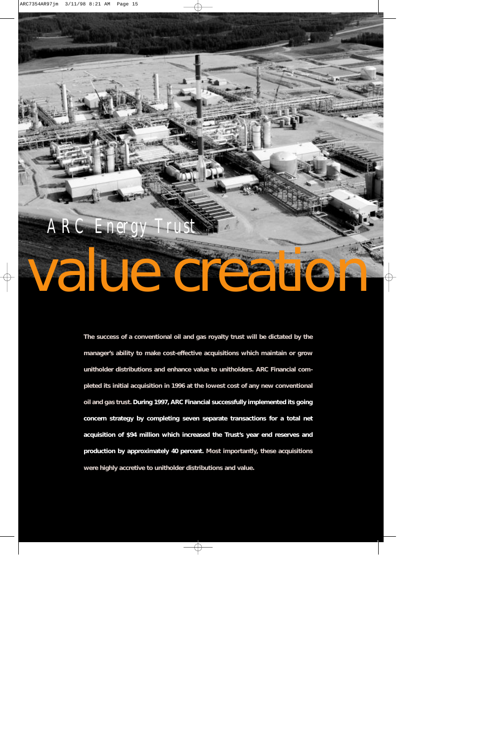ARC Energy Trust

# value creation

**The success of a conventional oil and gas royalty trust will be dictated by the manager's ability to make cost-effective acquisitions which maintain or grow unitholder distributions and enhance value to unitholders. ARC Financial completed its initial acquisition in 1996 at the lowest cost of any new conventional oil and gas trust. During 1997, ARC Financial successfully implemented its going concern strategy by completing seven separate transactions for a total net acquisition of $94 million which increased the Trust's year end reserves and production by approximately 40 percent. Most importantly, these acquisitions were highly accretive to unitholder distributions and value.**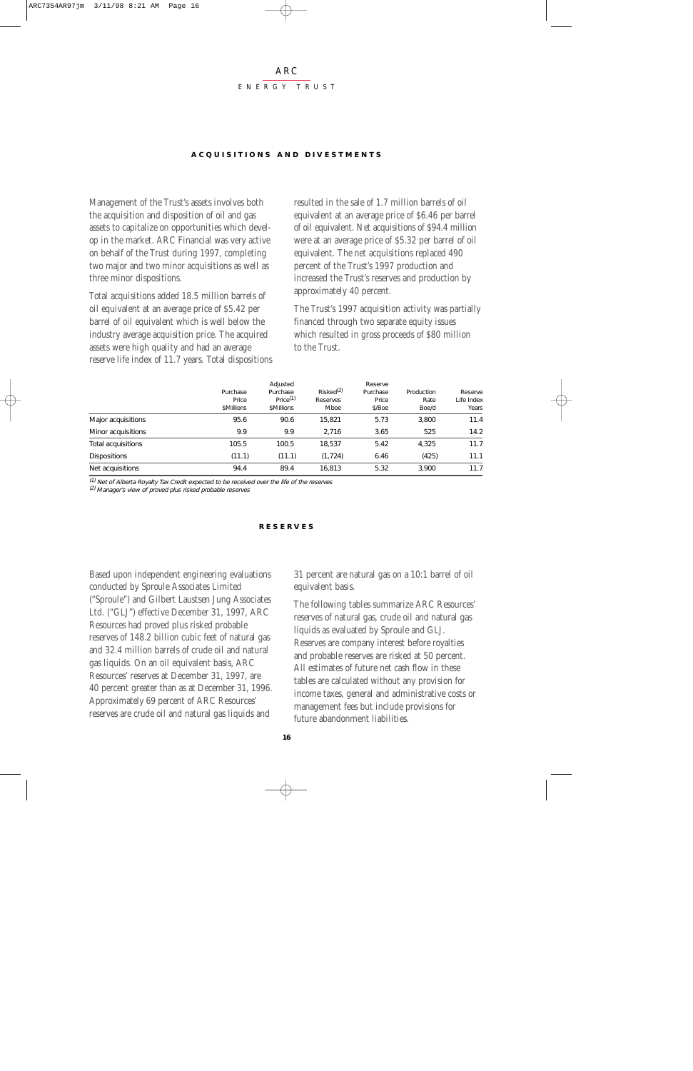## ACQUISITIONS AND DIVESTMENTS

Management of the Trust's assets involves both the acquisition and disposition of oil and gas assets to capitalize on opportunities which develop in the market. ARC Financial was very active on behalf of the Trust during 1997, completing two major and two minor acquisitions as well as three minor dispositions.

Total acquisitions added 18.5 million barrels of oil equivalent at an average price of $5.42 per barrel of oil equivalent which is well below the industry average acquisition price. The acquired assets were high quality and had an average reserve life index of 11.7 years. Total dispositions resulted in the sale of 1.7 million barrels of oil equivalent at an average price of $6.46 per barrel of oil equivalent. Net acquisitions of $94.4 million were at an average price of $5.32 per barrel of oil equivalent. The net acquisitions replaced 490 percent of the Trust's 1997 production and increased the Trust's reserves and production by approximately 40 percent.

The Trust's 1997 acquisition activity was partially financed through two separate equity issues which resulted in gross proceeds of $80 million to the Trust.

| | Purchase Price $Millions | Adjusted Purchase Price[1] $Millions | Risked[2] Reserves Mboe | Reserve Purchase Price $/Boe | Production Rate Boe/d | Reserve Life Index Years |
|---|---|---|---|---|---|---|
| Major acquisitions | 95.6 | 90.6 | 15,821 | 5.73 | 3,800 | 11.4 |
| Minor acquisitions | 9.9 | 9.9 | 2,716 | 3.65 | 525 | 14.2 |
| Total acquisitions | 105.5 | 100.5 | 18,537 | 5.42 | 4,325 | 11.7 |
| Dispositions | (11.1) | (11.1) | (1,724) | 6.46 | (425) | 11.1 |
| Net acquisitions | 94.4 | 89.4 | 16,813 | 5.32 | 3,900 | 11.7 |

*[1] Net of Alberta Royalty Tax Credit expected to be received over the life of the reserves*
*[2] Manager's view of proved plus risked probable reserves*

## RESERVES

Based upon independent engineering evaluations conducted by Sproule Associates Limited ("Sproule") and Gilbert Laustsen Jung Associates Ltd. ("GLJ") effective December 31, 1997, ARC Resources had proved plus risked probable reserves of 148.2 billion cubic feet of natural gas and 32.4 million barrels of crude oil and natural gas liquids. On an oil equivalent basis, ARC Resources' reserves at December 31, 1997, are 40 percent greater than as at December 31, 1996. Approximately 69 percent of ARC Resources' reserves are crude oil and natural gas liquids and 31 percent are natural gas on a 10:1 barrel of oil equivalent basis.

The following tables summarize ARC Resources' reserves of natural gas, crude oil and natural gas liquids as evaluated by Sproule and GLJ. Reserves are company interest before royalties and probable reserves are risked at 50 percent. All estimates of future net cash flow in these tables are calculated without any provision for income taxes, general and administrative costs or management fees but include provisions for future abandonment liabilities.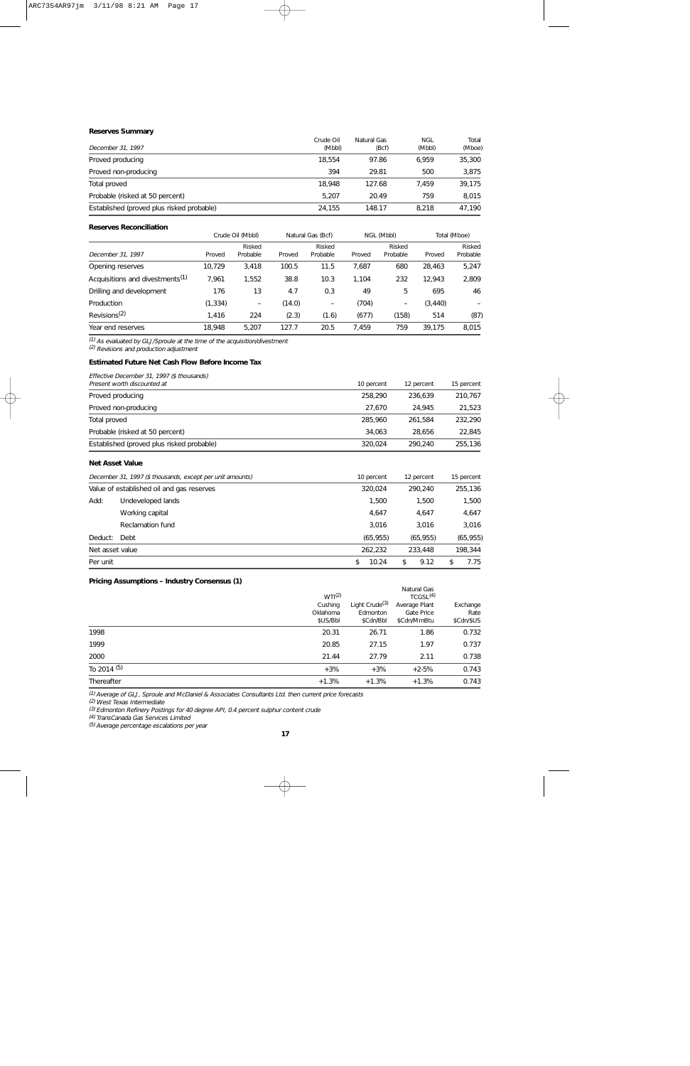### Reserves Summary

| *December 31, 1997* | Crude Oil (Mbbl) | Natural Gas (Bcf) | NGL (Mbbl) | Total (Mboe) |
|---|---|---|---|---|
| Proved producing | 18,554 | 97.86 | 6,959 | 35,300 |
| Proved non-producing | 394 | 29.81 | 500 | 3,875 |
| Total proved | 18,948 | 127.68 | 7,459 | 39,175 |
| Probable (risked at 50 percent) | 5,207 | 20.49 | 759 | 8,015 |
| Established (proved plus risked probable) | 24,155 | 148.17 | 8,218 | 47,190 |

### Reserves Reconciliation

| | Crude Oil (Mbbl) | | Natural Gas (Bcf) | | NGL (Mbbl) | | Total (Mboe) | |
|---|---|---|---|---|---|---|---|---|
| *December 31, 1997* | Proved | Risked Probable | Proved | Risked Probable | Proved | Risked Probable | Proved | Risked Probable |
| Opening reserves | 10,729 | 3,418 | 100.5 | 11.5 | 7,687 | 680 | 28,463 | 5,247 |
| Acquisitions and divestments[1] | 7,961 | 1,552 | 38.8 | 10.3 | 1,104 | 232 | 12,943 | 2,809 |
| Drilling and development | 176 | 13 | 4.7 | 0.3 | 49 | 5 | 695 | 46 |
| Production | (1,334) | – | (14.0) | – | (704) | – | (3,440) | – |
| Revisions[2] | 1,416 | 224 | (2.3) | (1.6) | (677) | (158) | 514 | (87) |
| Year end reserves | 18,948 | 5,207 | 127.7 | 20.5 | 7,459 | 759 | 39,175 | 8,015 |

*[1] As evaluated by GLJ/Sproule at the time of the acquisition/divestment*
*[2] Revisions and production adjustment*

### Estimated Future Net Cash Flow Before Income Tax

| *Effective December 31, 1997 ($ thousands)* *Present worth discounted at* | 10 percent | 12 percent | 15 percent |
|---|---|---|---|
| Proved producing | 258,290 | 236,639 | 210,767 |
| Proved non-producing | 27,670 | 24,945 | 21,523 |
| Total proved | 285,960 | 261,584 | 232,290 |
| Probable (risked at 50 percent) | 34,063 | 28,656 | 22,845 |
| Established (proved plus risked probable) | 320,024 | 290,240 | 255,136 |

### Net Asset Value

| *December 31, 1997 ($ thousands, except per unit amounts)* | | 10 percent | 12 percent | 15 percent |
|---|---|---|---|---|
| Value of established oil and gas reserves | | 320,024 | 290,240 | 255,136 |
| Add: | Undeveloped lands | 1,500 | 1,500 | 1,500 |
| | Working capital | 4,647 | 4,647 | 4,647 |
| | Reclamation fund | 3,016 | 3,016 | 3,016 |
| Deduct: | Debt | (65,955) | (65,955) | (65,955) |
| Net asset value | | 262,232 | 233,448 | 198,344 |
| Per unit | | $ 10.24 | $ 9.12 | $ 7.75 |

### Pricing Assumptions – Industry Consensus (1)

| | WTI[2] Cushing Oklahoma $US/Bbl | Light Crude[3] Edmonton $Cdn/Bbl | Natural Gas TCGSL[4] Average Plant Gate Price $Cdn/MmBtu | Exchange Rate $Cdn/$US |
|---|---|---|---|---|
| 1998 | 20.31 | 26.71 | 1.86 | 0.732 |
| 1999 | 20.85 | 27.15 | 1.97 | 0.737 |
| 2000 | 21.44 | 27.79 | 2.11 | 0.738 |
| To 2014 [5] | +3% | +3% | +2-5% | 0.743 |
| Thereafter | +1.3% | +1.3% | +1.3% | 0.743 |

*[1] Average of GLJ, Sproule and McDaniel & Associates Consultants Ltd. then current price forecasts*
*[2] West Texas Intermediate*
*[3] Edmonton Refinery Postings for 40 degree API, 0.4 percent sulphur content crude*
*[4] TransCanada Gas Services Limited*
*[5] Average percentage escalations per year*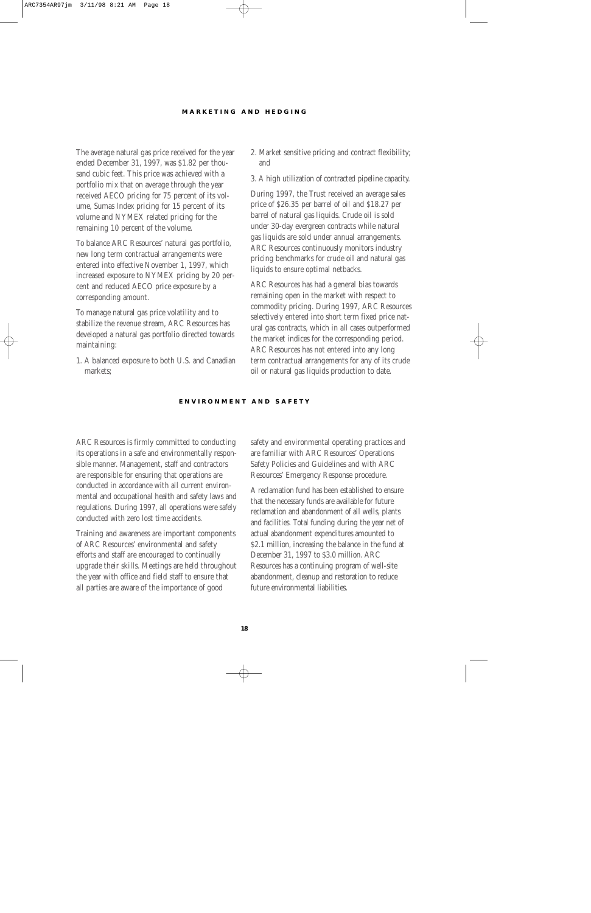## MARKETING AND HEDGING

The average natural gas price received for the year ended December 31, 1997, was $1.82 per thousand cubic feet. This price was achieved with a portfolio mix that on average through the year received AECO pricing for 75 percent of its volume, Sumas Index pricing for 15 percent of its volume and NYMEX related pricing for the remaining 10 percent of the volume.

To balance ARC Resources' natural gas portfolio, new long term contractual arrangements were entered into effective November 1, 1997, which increased exposure to NYMEX pricing by 20 percent and reduced AECO price exposure by a corresponding amount.

To manage natural gas price volatility and to stabilize the revenue stream, ARC Resources has developed a natural gas portfolio directed towards maintaining:

1. A balanced exposure to both U.S. and Canadian markets;
2. Market sensitive pricing and contract flexibility; and
3. A high utilization of contracted pipeline capacity.

During 1997, the Trust received an average sales price of $26.35 per barrel of oil and $18.27 per barrel of natural gas liquids. Crude oil is sold under 30-day evergreen contracts while natural gas liquids are sold under annual arrangements. ARC Resources continuously monitors industry pricing benchmarks for crude oil and natural gas liquids to ensure optimal netbacks.

ARC Resources has had a general bias towards remaining open in the market with respect to commodity pricing. During 1997, ARC Resources selectively entered into short term fixed price natural gas contracts, which in all cases outperformed the market indices for the corresponding period. ARC Resources has not entered into any long term contractual arrangements for any of its crude oil or natural gas liquids production to date.

## ENVIRONMENT AND SAFETY

ARC Resources is firmly committed to conducting its operations in a safe and environmentally responsible manner. Management, staff and contractors are responsible for ensuring that operations are conducted in accordance with all current environmental and occupational health and safety laws and regulations. During 1997, all operations were safely conducted with zero lost time accidents.

Training and awareness are important components of ARC Resources' environmental and safety efforts and staff are encouraged to continually upgrade their skills. Meetings are held throughout the year with office and field staff to ensure that all parties are aware of the importance of good safety and environmental operating practices and are familiar with ARC Resources' Operations Safety Policies and Guidelines and with ARC Resources' Emergency Response procedure.

A reclamation fund has been established to ensure that the necessary funds are available for future reclamation and abandonment of all wells, plants and facilities. Total funding during the year net of actual abandonment expenditures amounted to $2.1 million, increasing the balance in the fund at December 31, 1997 to $3.0 million. ARC Resources has a continuing program of well-site abandonment, cleanup and restoration to reduce future environmental liabilities.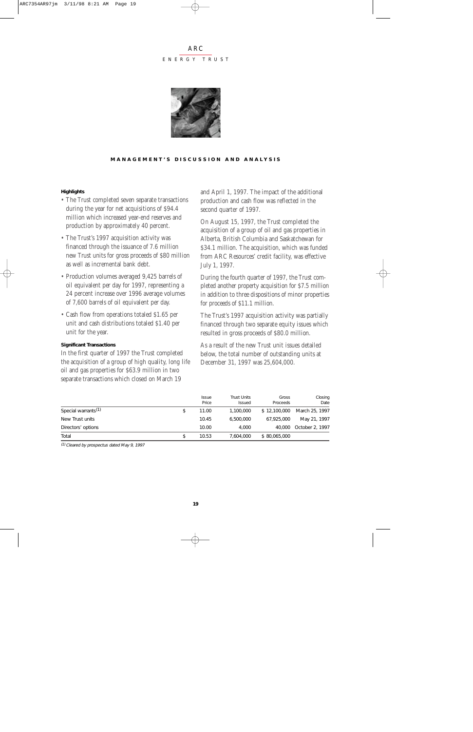## MANAGEMENT'S DISCUSSION AND ANALYSIS

### Highlights

- The Trust completed seven separate transactions during the year for net acquisitions of $94.4 million which increased year-end reserves and production by approximately 40 percent.
- The Trust's 1997 acquisition activity was financed through the issuance of 7.6 million new Trust units for gross proceeds of $80 million as well as incremental bank debt.
- Production volumes averaged 9,425 barrels of oil equivalent per day for 1997, representing a 24 percent increase over 1996 average volumes of 7,600 barrels of oil equivalent per day.
- Cash flow from operations totaled $1.65 per unit and cash distributions totaled $1.40 per unit for the year.

### Significant Transactions

In the first quarter of 1997 the Trust completed the acquisition of a group of high quality, long life oil and gas properties for $63.9 million in two separate transactions which closed on March 19 and April 1, 1997. The impact of the additional production and cash flow was reflected in the second quarter of 1997.

On August 15, 1997, the Trust completed the acquisition of a group of oil and gas properties in Alberta, British Columbia and Saskatchewan for $34.1 million. The acquisition, which was funded from ARC Resources' credit facility, was effective July 1, 1997.

During the fourth quarter of 1997, the Trust completed another property acquisition for $7.5 million in addition to three dispositions of minor properties for proceeds of $11.1 million.

The Trust's 1997 acquisition activity was partially financed through two separate equity issues which resulted in gross proceeds of $80.0 million.

As a result of the new Trust unit issues detailed below, the total number of outstanding units at December 31, 1997 was 25,604,000.

| | Issue Price | Trust Units Issued | Gross Proceeds | Closing Date |
|---|---|---|---|---|
| Special warrants[1] | $ 11.00 | 1,100,000 | $ 12,100,000 | March 25, 1997 |
| New Trust units | 10.45 | 6,500,000 | 67,925,000 | May 21, 1997 |
| Directors' options | 10.00 | 4,000 | 40,000 | October 2, 1997 |
| Total | $ 10.53 | 7,604,000 | $ 80,065,000 | |

[1] *Cleared by prospectus dated May 9, 1997*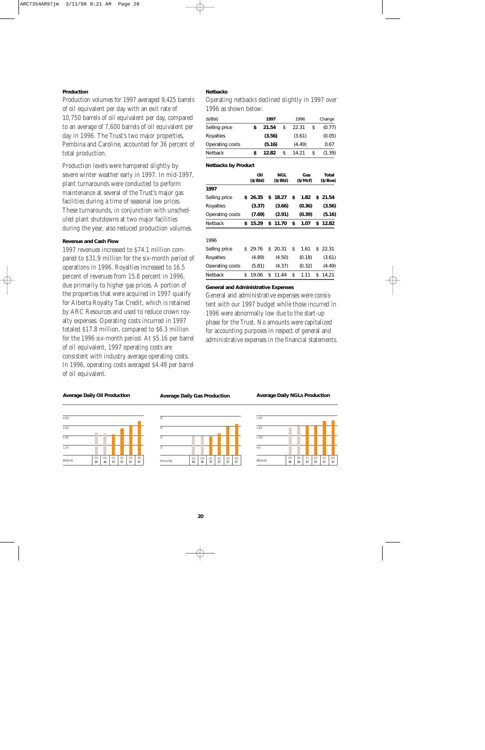**Production**

Production volumes for 1997 averaged 9,425 barrels of oil equivalent per day with an exit rate of 10,750 barrels of oil equivalent per day, compared to an average of 7,600 barrels of oil equivalent per day in 1996. The Trust's two major properties, Pembina and Caroline, accounted for 36 percent of total production.

Production levels were hampered slightly by severe winter weather early in 1997. In mid-1997, plant turnarounds were conducted to perform maintenance at several of the Trust's major gas facilities during a time of seasonal low prices. These turnarounds, in conjunction with unscheduled plant shutdowns at two major facilities during the year, also reduced production volumes.

**Revenue and Cash Flow**

1997 revenues increased to $74.1 million compared to $31.9 million for the six-month period of operations in 1996. Royalties increased to 16.5 percent of revenues from 15.8 percent in 1996, due primarily to higher gas prices. A portion of the properties that were acquired in 1997 qualify for Alberta Royalty Tax Credit, which is retained by ARC Resources and used to reduce crown royalty expenses. Operating costs incurred in 1997 totaled $17.8 million, compared to $6.3 million for the 1996 six-month period. At $5.16 per barrel of oil equivalent, 1997 operating costs are consistent with industry average operating costs. In 1996, operating costs averaged $4.49 per barrel of oil equivalent.

**Netbacks**

Operating netbacks declined slightly in 1997 over 1996 as shown below:

| ($/Bbl) | 1997 | 1996 | Change |
|---|---|---|---|
| Selling price | $ 21.54 | $ 22.31 | $ (0.77) |
| Royalties | (3.56) | (3.61) | (0.05) |
| Operating costs | (5.16) | (4.49) | 0.67 |
| Netback | $ 12.82 | $ 14.21 | $ (1.39) |

**Netbacks by Product**

| | Oil ($/Bbl) | NGL ($/Bbl) | Gas ($/Mcf) | Total ($/Boe) |
|---|---|---|---|---|
| **1997** | | | | |
| Selling price | $ 26.35 | $ 18.27 | $ 1.82 | $ 21.54 |
| Royalties | (3.37) | (3.66) | (0.36) | (3.56) |
| Operating costs | (7.69) | (2.91) | (0.39) | (5.16) |
| Netback | $ 15.29 | $ 11.70 | $ 1.07 | $ 12.82 |
| **1996** | | | | |
| Selling price | $ 29.76 | $ 20.31 | $ 1.61 | $ 22.31 |
| Royalties | (4.89) | (4.50) | (0.18) | (3.61) |
| Operating costs | (5.81) | (4.37) | (0.32) | (4.49) |
| Netback | $ 19.06 | $ 11.44 | $ 1.11 | $ 14.21 |

**General and Administrative Expenses**

General and administrative expenses were consistent with our 1997 budget while those incurred in 1996 were abnormally low due to the start-up phase for the Trust. No amounts were capitalized for accounting purposes in respect of general and administrative expenses in the financial statements.

**Average Daily Oil Production**

**Average Daily Gas Production**

**Average Daily NGLs Production**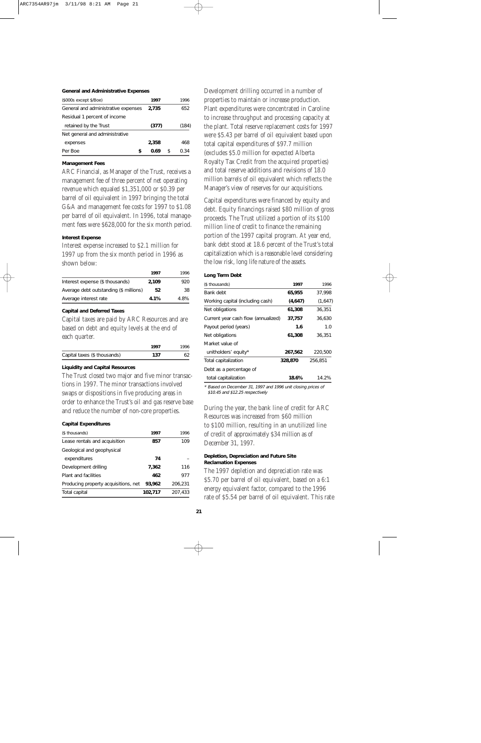#### General and Administrative Expenses

| ($000s except $/Boe) | 1997 | 1996 |
|---|---|---|
| General and administrative expenses | **2,735** | 652 |
| Residual 1 percent of income retained by the Trust | **(377)** | (184) |
| Net general and administrative expenses | **2,358** | 468 |
| Per Boe | **$ 0.69** | $ 0.34 |

#### Management Fees

ARC Financial, as Manager of the Trust, receives a management fee of three percent of net operating revenue which equaled $1,351,000 or $0.39 per barrel of oil equivalent in 1997 bringing the total G&A and management fee costs for 1997 to $1.08 per barrel of oil equivalent. In 1996, total management fees were $628,000 for the six month period.

#### Interest Expense

Interest expense increased to $2.1 million for 1997 up from the six month period in 1996 as shown below:

| | 1997 | 1996 |
|---|---|---|
| Interest expense ($ thousands) | **2,109** | 920 |
| Average debt outstanding ($ millions) | **52** | 38 |
| Average interest rate | **4.1%** | 4.8% |

#### Capital and Deferred Taxes

Capital taxes are paid by ARC Resources and are based on debt and equity levels at the end of each quarter.

| | 1997 | 1996 |
|---|---|---|
| Capital taxes ($ thousands) | **137** | 62 |

#### Liquidity and Capital Resources

The Trust closed two major and five minor transactions in 1997. The minor transactions involved swaps or dispositions in five producing areas in order to enhance the Trust's oil and gas reserve base and reduce the number of non-core properties.

#### Capital Expenditures

| ($ thousands) | 1997 | 1996 |
|---|---|---|
| Lease rentals and acquisition | **857** | 109 |
| Geological and geophysical expenditures | **74** | – |
| Development drilling | **7,362** | 116 |
| Plant and facilities | **462** | 977 |
| Producing property acquisitions, net | **93,962** | 206,231 |
| Total capital | **102,717** | 207,433 |

Development drilling occurred in a number of properties to maintain or increase production. Plant expenditures were concentrated in Caroline to increase throughput and processing capacity at the plant. Total reserve replacement costs for 1997 were $5.43 per barrel of oil equivalent based upon total capital expenditures of $97.7 million (excludes $5.0 million for expected Alberta Royalty Tax Credit from the acquired properties) and total reserve additions and revisions of 18.0 million barrels of oil equivalent which reflects the Manager's view of reserves for our acquisitions.

Capital expenditures were financed by equity and debt. Equity financings raised $80 million of gross proceeds. The Trust utilized a portion of its $100 million line of credit to finance the remaining portion of the 1997 capital program. At year end, bank debt stood at 18.6 percent of the Trust's total capitalization which is a reasonable level considering the low risk, long life nature of the assets.

#### Long Term Debt

| ($ thousands) | 1997 | 1996 |
|---|---|---|
| Bank debt | **65,955** | 37,998 |
| Working capital (including cash) | **(4,647)** | (1,647) |
| Net obligations | **61,308** | 36,351 |
| Current year cash flow (annualized) | **37,757** | 36,630 |
| Payout period (years) | **1.6** | 1.0 |
| Net obligations | **61,308** | 36,351 |
| Market value of unitholders' equity* | **267,562** | 220,500 |
| Total capitalization | **328,870** | 256,851 |
| Debt as a percentage of total capitalization | **18.6%** | 14.2% |

*\* Based on December 31, 1997 and 1996 unit closing prices of $10.45 and $12.25 respectively*

During the year, the bank line of credit for ARC Resources was increased from $60 million to $100 million, resulting in an unutilized line of credit of approximately $34 million as of December 31, 1997.

#### Depletion, Depreciation and Future Site Reclamation Expenses

The 1997 depletion and depreciation rate was $5.70 per barrel of oil equivalent, based on a 6:1 energy equivalent factor, compared to the 1996 rate of $5.54 per barrel of oil equivalent. This rate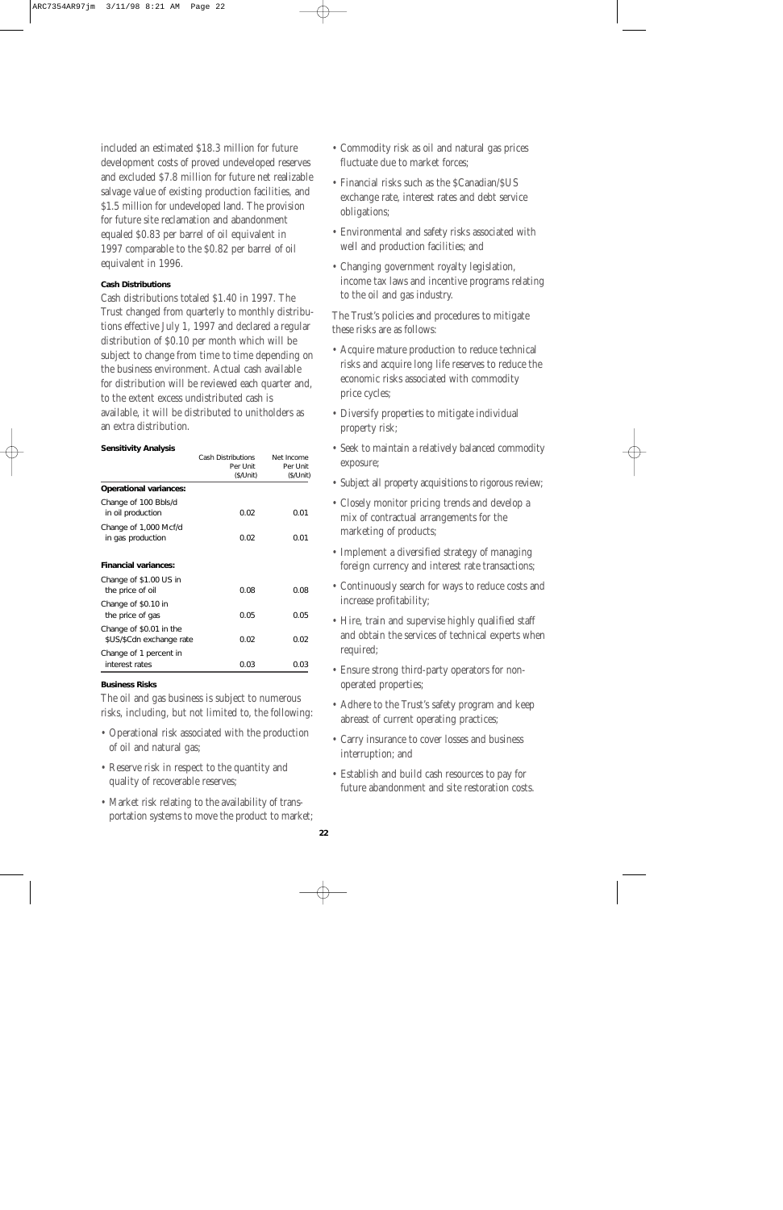included an estimated $18.3 million for future development costs of proved undeveloped reserves and excluded $7.8 million for future net realizable salvage value of existing production facilities, and $1.5 million for undeveloped land. The provision for future site reclamation and abandonment equaled $0.83 per barrel of oil equivalent in 1997 comparable to the $0.82 per barrel of oil equivalent in 1996.

**Cash Distributions**

Cash distributions totaled $1.40 in 1997. The Trust changed from quarterly to monthly distributions effective July 1, 1997 and declared a regular distribution of $0.10 per month which will be subject to change from time to time depending on the business environment. Actual cash available for distribution will be reviewed each quarter and, to the extent excess undistributed cash is available, it will be distributed to unitholders as an extra distribution.

**Sensitivity Analysis**

| | Cash Distributions Per Unit ($/Unit) | Net Income Per Unit ($/Unit) |
|---|---|---|
| **Operational variances:** | | |
| Change of 100 Bbls/d in oil production | 0.02 | 0.01 |
| Change of 1,000 Mcf/d in gas production | 0.02 | 0.01 |
| **Financial variances:** | | |
| Change of $1.00 US in the price of oil | 0.08 | 0.08 |
| Change of $0.10 in the price of gas | 0.05 | 0.05 |
| Change of $0.01 in the $US/$Cdn exchange rate | 0.02 | 0.02 |
| Change of 1 percent in interest rates | 0.03 | 0.03 |

**Business Risks**

The oil and gas business is subject to numerous risks, including, but not limited to, the following:

- Operational risk associated with the production of oil and natural gas;
- Reserve risk in respect to the quantity and quality of recoverable reserves;
- Market risk relating to the availability of transportation systems to move the product to market;
- Commodity risk as oil and natural gas prices fluctuate due to market forces;
- Financial risks such as the $Canadian/$US exchange rate, interest rates and debt service obligations;
- Environmental and safety risks associated with well and production facilities; and
- Changing government royalty legislation, income tax laws and incentive programs relating to the oil and gas industry.

The Trust's policies and procedures to mitigate these risks are as follows:

- Acquire mature production to reduce technical risks and acquire long life reserves to reduce the economic risks associated with commodity price cycles;
- Diversify properties to mitigate individual property risk;
- Seek to maintain a relatively balanced commodity exposure;
- Subject all property acquisitions to rigorous review;
- Closely monitor pricing trends and develop a mix of contractual arrangements for the marketing of products;
- Implement a diversified strategy of managing foreign currency and interest rate transactions;
- Continuously search for ways to reduce costs and increase profitability;
- Hire, train and supervise highly qualified staff and obtain the services of technical experts when required;
- Ensure strong third-party operators for non-operated properties;
- Adhere to the Trust's safety program and keep abreast of current operating practices;
- Carry insurance to cover losses and business interruption; and
- Establish and build cash resources to pay for future abandonment and site restoration costs.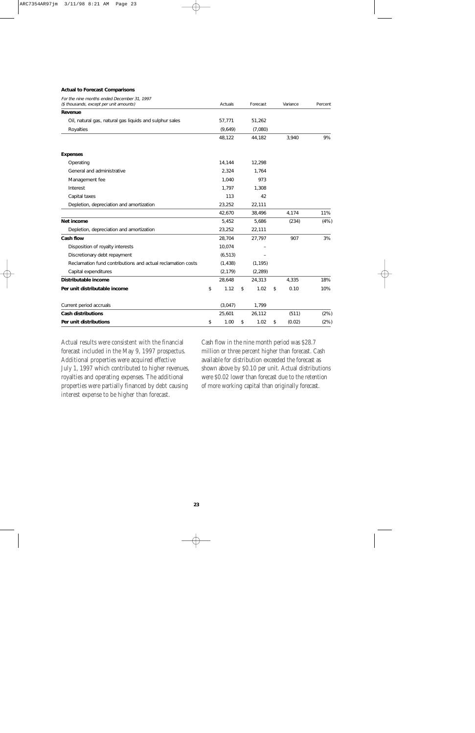**Actual to Forecast Comparisons**

| *For the nine months ended December 31, 1997*<br>*($ thousands, except per unit amounts)* | Actuals | Forecast | Variance | Percent |
|---|---|---|---|---|
| **Revenue** | | | | |
| Oil, natural gas, natural gas liquids and sulphur sales | 57,771 | 51,262 | | |
| Royalties | (9,649) | (7,080) | | |
| | 48,122 | 44,182 | 3,940 | 9% |
| **Expenses** | | | | |
| Operating | 14,144 | 12,298 | | |
| General and administrative | 2,324 | 1,764 | | |
| Management fee | 1,040 | 973 | | |
| Interest | 1,797 | 1,308 | | |
| Capital taxes | 113 | 42 | | |
| Depletion, depreciation and amortization | 23,252 | 22,111 | | |
| | 42,670 | 38,496 | 4,174 | 11% |
| **Net income** | 5,452 | 5,686 | (234) | (4%) |
| Depletion, depreciation and amortization | 23,252 | 22,111 | | |
| **Cash flow** | 28,704 | 27,797 | 907 | 3% |
| Disposition of royalty interests | 10,074 | – | | |
| Discretionary debt repayment | (6,513) | – | | |
| Reclamation fund contributions and actual reclamation costs | (1,438) | (1,195) | | |
| Capital expenditures | (2,179) | (2,289) | | |
| **Distributable income** | 28,648 | 24,313 | 4,335 | 18% |
| **Per unit distributable income** | $ 1.12 | $ 1.02 | $ 0.10 | 10% |
| Current period accruals | (3,047) | 1,799 | | |
| **Cash distributions** | 25,601 | 26,112 | (511) | (2%) |
| **Per unit distributions** | $ 1.00 | $ 1.02 | $ (0.02) | (2%) |

Actual results were consistent with the financial forecast included in the May 9, 1997 prospectus. Additional properties were acquired effective July 1, 1997 which contributed to higher revenues, royalties and operating expenses. The additional properties were partially financed by debt causing interest expense to be higher than forecast.

Cash flow in the nine month period was $28.7 million or three percent higher than forecast. Cash available for distribution exceeded the forecast as shown above by $0.10 per unit. Actual distributions were $0.02 lower than forecast due to the retention of more working capital than originally forecast.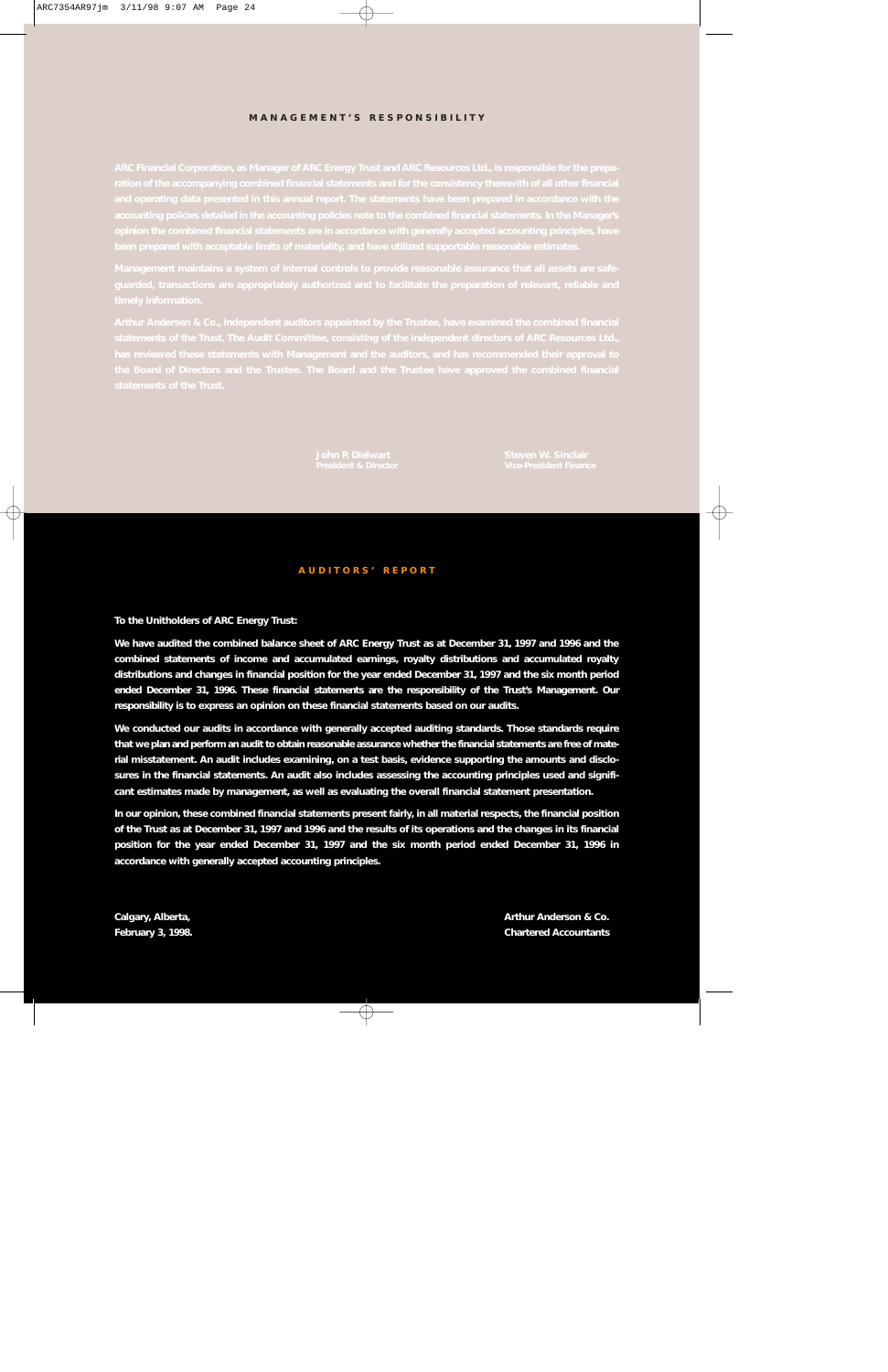## MANAGEMENT'S RESPONSIBILITY

ARC Financial Corporation, as Manager of ARC Energy Trust and ARC Resources Ltd., is responsible for the preparation of the accompanying combined financial statements and for the consistency therewith of all other financial and operating data presented in this annual report. The statements have been prepared in accordance with the accounting policies detailed in the accounting policies note to the combined financial statements. In the Manager's opinion the combined financial statements are in accordance with generally accepted accounting principles, have been prepared with acceptable limits of materiality, and have utilized supportable reasonable estimates.

Management maintains a system of internal controls to provide reasonable assurance that all assets are safeguarded, transactions are appropriately authorized and to facilitate the preparation of relevant, reliable and timely information.

Arthur Andersen & Co., independent auditors appointed by the Trustee, have examined the combined financial statements of the Trust. The Audit Committee, consisting of the independent directors of ARC Resources Ltd., has reviewed these statements with Management and the auditors, and has recommended their approval to the Board of Directors and the Trustee. The Board and the Trustee have approved the combined financial statements of the Trust.

John P. Dielwart
President & Director

Steven W. Sinclair
Vice-President Finance

## AUDITORS' REPORT

**To the Unitholders of ARC Energy Trust:**

We have audited the combined balance sheet of ARC Energy Trust as at December 31, 1997 and 1996 and the combined statements of income and accumulated earnings, royalty distributions and accumulated royalty distributions and changes in financial position for the year ended December 31, 1997 and the six month period ended December 31, 1996. These financial statements are the responsibility of the Trust's Management. Our responsibility is to express an opinion on these financial statements based on our audits.

We conducted our audits in accordance with generally accepted auditing standards. Those standards require that we plan and perform an audit to obtain reasonable assurance whether the financial statements are free of material misstatement. An audit includes examining, on a test basis, evidence supporting the amounts and disclosures in the financial statements. An audit also includes assessing the accounting principles used and significant estimates made by management, as well as evaluating the overall financial statement presentation.

In our opinion, these combined financial statements present fairly, in all material respects, the financial position of the Trust as at December 31, 1997 and 1996 and the results of its operations and the changes in its financial position for the year ended December 31, 1997 and the six month period ended December 31, 1996 in accordance with generally accepted accounting principles.

Calgary, Alberta,
February 3, 1998.

Arthur Anderson & Co.
Chartered Accountants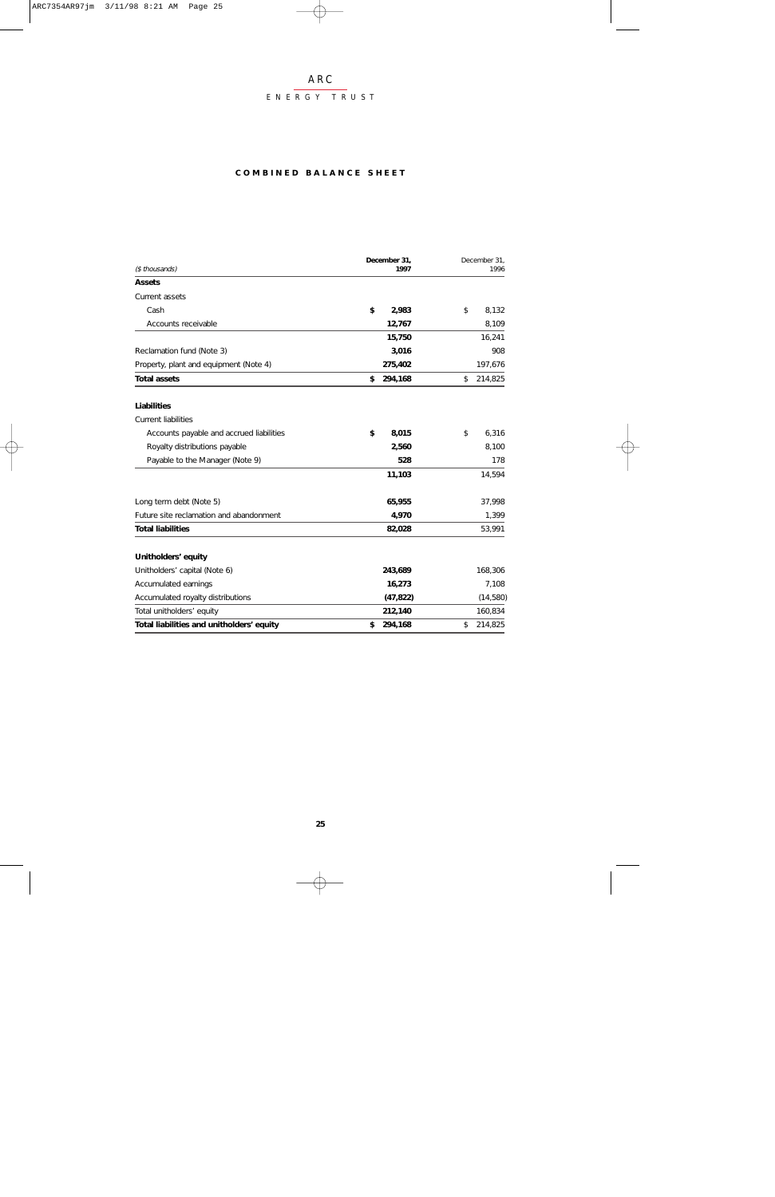ARC ENERGY TRUST

## COMBINED BALANCE SHEET

| ($ thousands) | December 31, 1997 | December 31, 1996 |
|---|---|---|
| **Assets** | | |
| Current assets | | |
| Cash | **$ 2,983** | $ 8,132 |
| Accounts receivable | **12,767** | 8,109 |
| | **15,750** | 16,241 |
| Reclamation fund (Note 3) | **3,016** | 908 |
| Property, plant and equipment (Note 4) | **275,402** | 197,676 |
| **Total assets** | **$ 294,168** | $ 214,825 |
| **Liabilities** | | |
| Current liabilities | | |
| Accounts payable and accrued liabilities | **$ 8,015** | $ 6,316 |
| Royalty distributions payable | **2,560** | 8,100 |
| Payable to the Manager (Note 9) | **528** | 178 |
| | **11,103** | 14,594 |
| Long term debt (Note 5) | **65,955** | 37,998 |
| Future site reclamation and abandonment | **4,970** | 1,399 |
| **Total liabilities** | **82,028** | 53,991 |
| **Unitholders' equity** | | |
| Unitholders' capital (Note 6) | **243,689** | 168,306 |
| Accumulated earnings | **16,273** | 7,108 |
| Accumulated royalty distributions | **(47,822)** | (14,580) |
| Total unitholders' equity | **212,140** | 160,834 |
| **Total liabilities and unitholders' equity** | **$ 294,168** | $ 214,825 |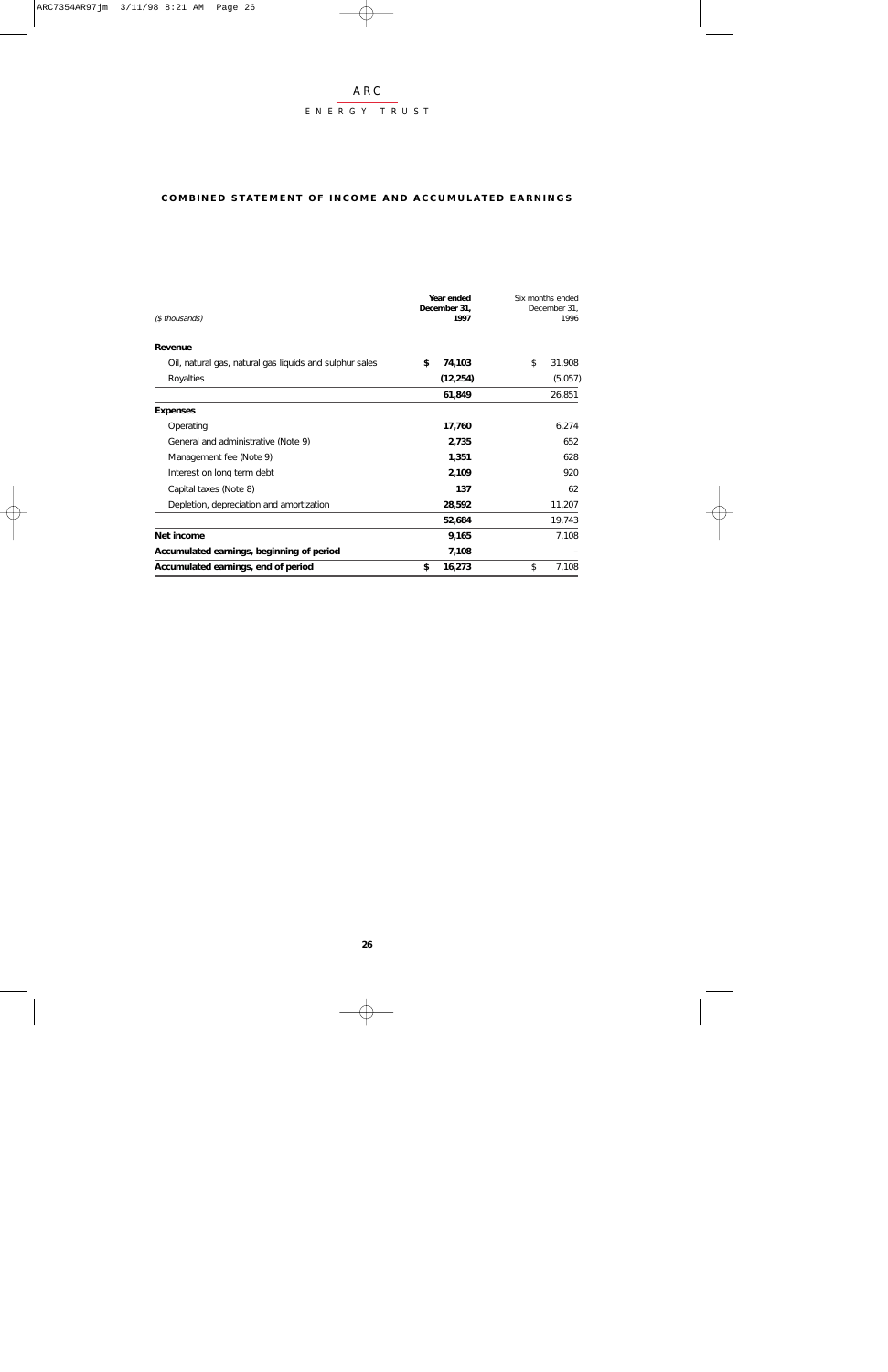## COMBINED STATEMENT OF INCOME AND ACCUMULATED EARNINGS

| ($ thousands) | Year ended December 31, 1997 | Six months ended December 31, 1996 |
|---|---|---|
| **Revenue** | | |
| Oil, natural gas, natural gas liquids and sulphur sales | **$ 74,103** | $ 31,908 |
| Royalties | **(12,254)** | (5,057) |
| | **61,849** | 26,851 |
| **Expenses** | | |
| Operating | **17,760** | 6,274 |
| General and administrative (Note 9) | **2,735** | 652 |
| Management fee (Note 9) | **1,351** | 628 |
| Interest on long term debt | **2,109** | 920 |
| Capital taxes (Note 8) | **137** | 62 |
| Depletion, depreciation and amortization | **28,592** | 11,207 |
| | **52,684** | 19,743 |
| **Net income** | **9,165** | 7,108 |
| **Accumulated earnings, beginning of period** | **7,108** | – |
| **Accumulated earnings, end of period** | **$ 16,273** | $ 7,108 |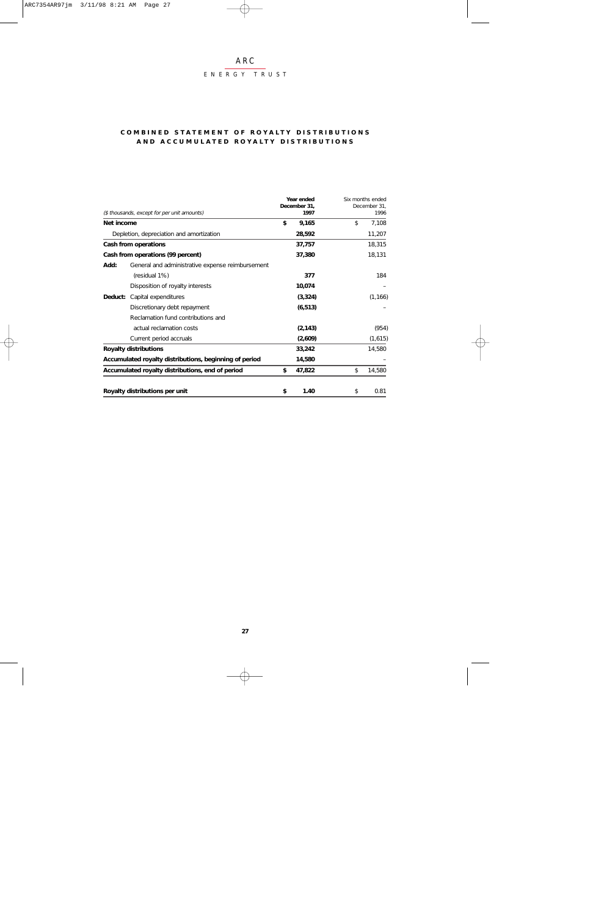ARC

ENERGY TRUST

## COMBINED STATEMENT OF ROYALTY DISTRIBUTIONS AND ACCUMULATED ROYALTY DISTRIBUTIONS

| *($ thousands, except for per unit amounts)* | **Year ended December 31, 1997** | Six months ended December 31, 1996 |
|---|---|---|
| **Net income** | **$ 9,165** | $ 7,108 |
| Depletion, depreciation and amortization | **28,592** | 11,207 |
| **Cash from operations** | **37,757** | 18,315 |
| **Cash from operations (99 percent)** | **37,380** | 18,131 |
| **Add:** General and administrative expense reimbursement (residual 1%) | **377** | 184 |
| Disposition of royalty interests | **10,074** | – |
| **Deduct:** Capital expenditures | **(3,324)** | (1,166) |
| Discretionary debt repayment | **(6,513)** | – |
| Reclamation fund contributions and actual reclamation costs | **(2,143)** | (954) |
| Current period accruals | **(2,609)** | (1,615) |
| **Royalty distributions** | **33,242** | 14,580 |
| **Accumulated royalty distributions, beginning of period** | **14,580** | – |
| **Accumulated royalty distributions, end of period** | **$ 47,822** | $ 14,580 |
| **Royalty distributions per unit** | **$ 1.40** | $ 0.81 |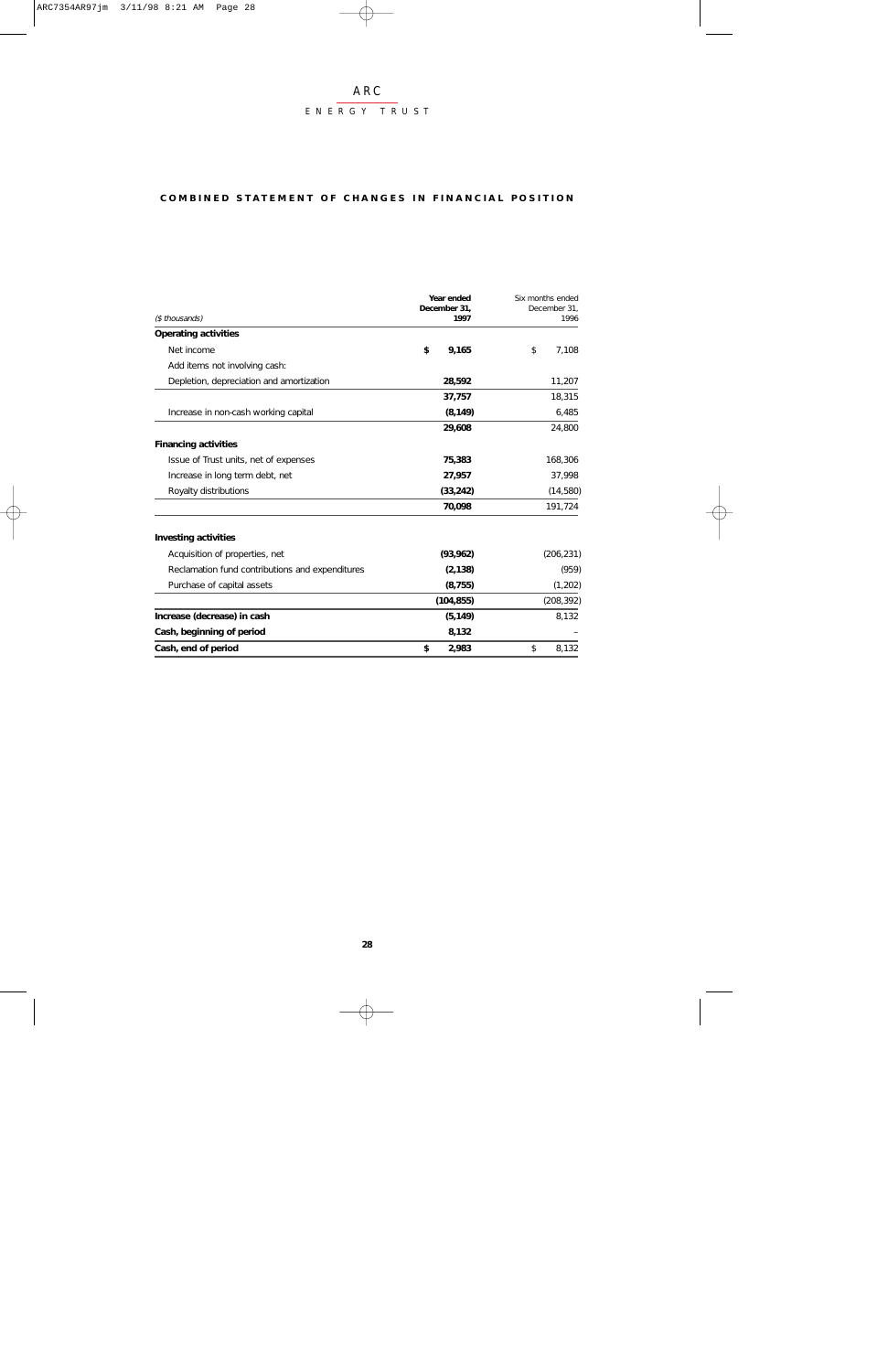ARC
ENERGY TRUST

## COMBINED STATEMENT OF CHANGES IN FINANCIAL POSITION

| ($ thousands) | Year ended December 31, 1997 | Six months ended December 31, 1996 |
|---|---|---|
| **Operating activities** | | |
| Net income | **$ 9,165** | $ 7,108 |
| Add items not involving cash: | | |
| Depletion, depreciation and amortization | **28,592** | 11,207 |
| | **37,757** | 18,315 |
| Increase in non-cash working capital | **(8,149)** | 6,485 |
| | **29,608** | 24,800 |
| **Financing activities** | | |
| Issue of Trust units, net of expenses | **75,383** | 168,306 |
| Increase in long term debt, net | **27,957** | 37,998 |
| Royalty distributions | **(33,242)** | (14,580) |
| | **70,098** | 191,724 |
| **Investing activities** | | |
| Acquisition of properties, net | **(93,962)** | (206,231) |
| Reclamation fund contributions and expenditures | **(2,138)** | (959) |
| Purchase of capital assets | **(8,755)** | (1,202) |
| | **(104,855)** | (208,392) |
| **Increase (decrease) in cash** | **(5,149)** | 8,132 |
| **Cash, beginning of period** | **8,132** | – |
| **Cash, end of period** | **$ 2,983** | $ 8,132 |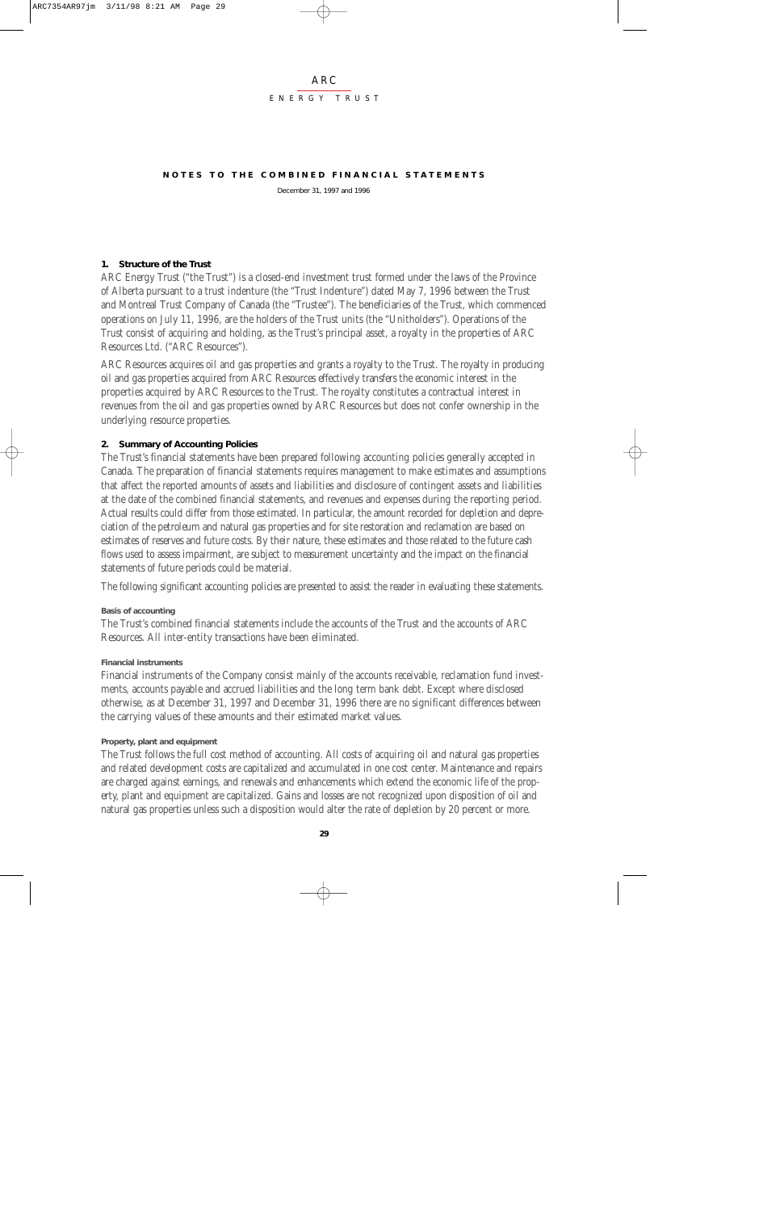# NOTES TO THE COMBINED FINANCIAL STATEMENTS

December 31, 1997 and 1996

## 1. Structure of the Trust

ARC Energy Trust ("the Trust") is a closed-end investment trust formed under the laws of the Province of Alberta pursuant to a trust indenture (the "Trust Indenture") dated May 7, 1996 between the Trust and Montreal Trust Company of Canada (the "Trustee"). The beneficiaries of the Trust, which commenced operations on July 11, 1996, are the holders of the Trust units (the "Unitholders"). Operations of the Trust consist of acquiring and holding, as the Trust's principal asset, a royalty in the properties of ARC Resources Ltd. ("ARC Resources").

ARC Resources acquires oil and gas properties and grants a royalty to the Trust. The royalty in producing oil and gas properties acquired from ARC Resources effectively transfers the economic interest in the properties acquired by ARC Resources to the Trust. The royalty constitutes a contractual interest in revenues from the oil and gas properties owned by ARC Resources but does not confer ownership in the underlying resource properties.

## 2. Summary of Accounting Policies

The Trust's financial statements have been prepared following accounting policies generally accepted in Canada. The preparation of financial statements requires management to make estimates and assumptions that affect the reported amounts of assets and liabilities and disclosure of contingent assets and liabilities at the date of the combined financial statements, and revenues and expenses during the reporting period. Actual results could differ from those estimated. In particular, the amount recorded for depletion and depreciation of the petroleum and natural gas properties and for site restoration and reclamation are based on estimates of reserves and future costs. By their nature, these estimates and those related to the future cash flows used to assess impairment, are subject to measurement uncertainty and the impact on the financial statements of future periods could be material.

The following significant accounting policies are presented to assist the reader in evaluating these statements.

### Basis of accounting

The Trust's combined financial statements include the accounts of the Trust and the accounts of ARC Resources. All inter-entity transactions have been eliminated.

### Financial instruments

Financial instruments of the Company consist mainly of the accounts receivable, reclamation fund investments, accounts payable and accrued liabilities and the long term bank debt. Except where disclosed otherwise, as at December 31, 1997 and December 31, 1996 there are no significant differences between the carrying values of these amounts and their estimated market values.

### Property, plant and equipment

The Trust follows the full cost method of accounting. All costs of acquiring oil and natural gas properties and related development costs are capitalized and accumulated in one cost center. Maintenance and repairs are charged against earnings, and renewals and enhancements which extend the economic life of the property, plant and equipment are capitalized. Gains and losses are not recognized upon disposition of oil and natural gas properties unless such a disposition would alter the rate of depletion by 20 percent or more.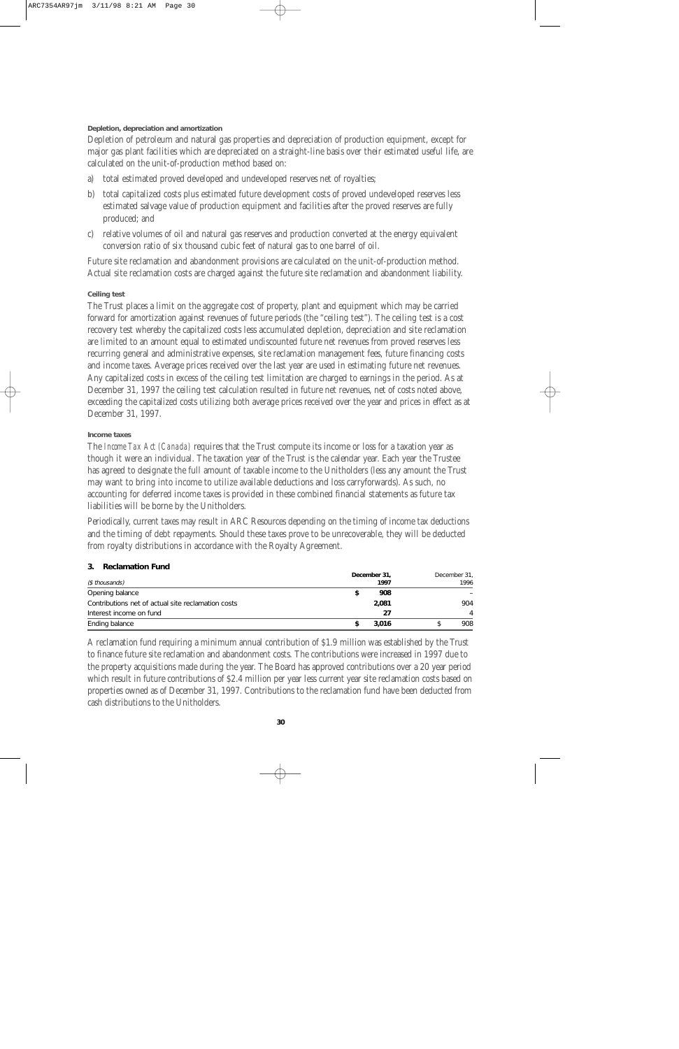#### Depletion, depreciation and amortization

Depletion of petroleum and natural gas properties and depreciation of production equipment, except for major gas plant facilities which are depreciated on a straight-line basis over their estimated useful life, are calculated on the unit-of-production method based on:

a) total estimated proved developed and undeveloped reserves net of royalties;

b) total capitalized costs plus estimated future development costs of proved undeveloped reserves less estimated salvage value of production equipment and facilities after the proved reserves are fully produced; and

c) relative volumes of oil and natural gas reserves and production converted at the energy equivalent conversion ratio of six thousand cubic feet of natural gas to one barrel of oil.

Future site reclamation and abandonment provisions are calculated on the unit-of-production method. Actual site reclamation costs are charged against the future site reclamation and abandonment liability.

#### Ceiling test

The Trust places a limit on the aggregate cost of property, plant and equipment which may be carried forward for amortization against revenues of future periods (the "ceiling test"). The ceiling test is a cost recovery test whereby the capitalized costs less accumulated depletion, depreciation and site reclamation are limited to an amount equal to estimated undiscounted future net revenues from proved reserves less recurring general and administrative expenses, site reclamation management fees, future financing costs and income taxes. Average prices received over the last year are used in estimating future net revenues. Any capitalized costs in excess of the ceiling test limitation are charged to earnings in the period. As at December 31, 1997 the ceiling test calculation resulted in future net revenues, net of costs noted above, exceeding the capitalized costs utilizing both average prices received over the year and prices in effect as at December 31, 1997.

#### Income taxes

The *Income Tax Act (Canada)* requires that the Trust compute its income or loss for a taxation year as though it were an individual. The taxation year of the Trust is the calendar year. Each year the Trustee has agreed to designate the full amount of taxable income to the Unitholders (less any amount the Trust may want to bring into income to utilize available deductions and loss carryforwards). As such, no accounting for deferred income taxes is provided in these combined financial statements as future tax liabilities will be borne by the Unitholders.

Periodically, current taxes may result in ARC Resources depending on the timing of income tax deductions and the timing of debt repayments. Should these taxes prove to be unrecoverable, they will be deducted from royalty distributions in accordance with the Royalty Agreement.

### 3. Reclamation Fund

| *($ thousands)* | **December 31, 1997** | December 31, 1996 |
|---|---|---|
| Opening balance | **$ 908** | – |
| Contributions net of actual site reclamation costs | **2,081** | 904 |
| Interest income on fund | **27** | 4 |
| Ending balance | **$ 3,016** | $ 908 |

A reclamation fund requiring a minimum annual contribution of $1.9 million was established by the Trust to finance future site reclamation and abandonment costs. The contributions were increased in 1997 due to the property acquisitions made during the year. The Board has approved contributions over a 20 year period which result in future contributions of $2.4 million per year less current year site reclamation costs based on properties owned as of December 31, 1997. Contributions to the reclamation fund have been deducted from cash distributions to the Unitholders.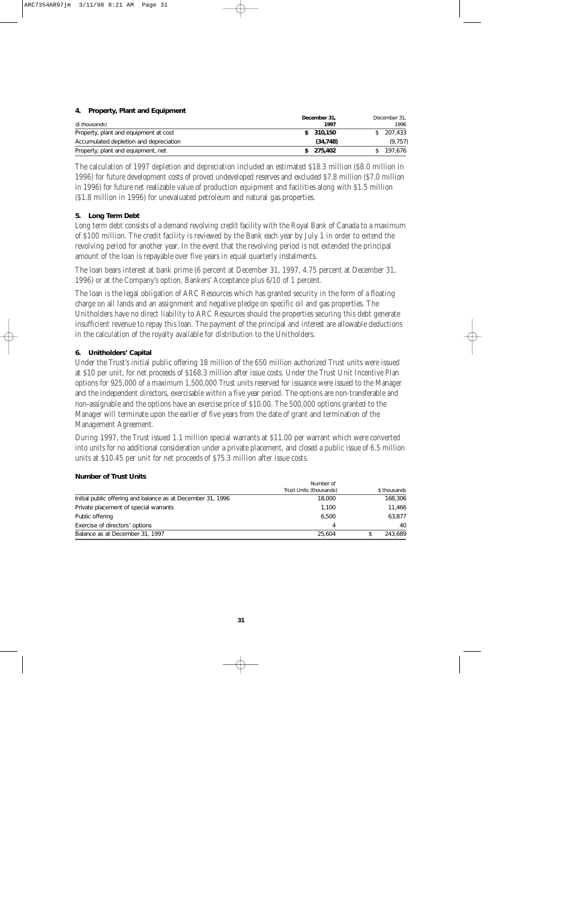### 4. Property, Plant and Equipment

| ($ thousands) | December 31, 1997 | December 31, 1996 |
|---|---|---|
| Property, plant and equipment at cost | **$ 310,150** | $ 207,433 |
| Accumulated depletion and depreciation | **(34,748)** | (9,757) |
| Property, plant and equipment, net | **$ 275,402** | $ 197,676 |

The calculation of 1997 depletion and depreciation included an estimated $18.3 million ($8.0 million in 1996) for future development costs of proved undeveloped reserves and excluded $7.8 million ($7.0 million in 1996) for future net realizable value of production equipment and facilities along with $1.5 million ($1.8 million in 1996) for unevaluated petroleum and natural gas properties.

### 5. Long Term Debt

Long term debt consists of a demand revolving credit facility with the Royal Bank of Canada to a maximum of $100 million. The credit facility is reviewed by the Bank each year by July 1 in order to extend the revolving period for another year. In the event that the revolving period is not extended the principal amount of the loan is repayable over five years in equal quarterly instalments.

The loan bears interest at bank prime (6 percent at December 31, 1997, 4.75 percent at December 31, 1996) or at the Company's option, Bankers' Acceptance plus 6/10 of 1 percent.

The loan is the legal obligation of ARC Resources which has granted security in the form of a floating charge on all lands and an assignment and negative pledge on specific oil and gas properties. The Unitholders have no direct liability to ARC Resources should the properties securing this debt generate insufficient revenue to repay this loan. The payment of the principal and interest are allowable deductions in the calculation of the royalty available for distribution to the Unitholders.

### 6. Unitholders' Capital

Under the Trust's initial public offering 18 million of the 650 million authorized Trust units were issued at $10 per unit, for net proceeds of $168.3 million after issue costs. Under the Trust Unit Incentive Plan options for 925,000 of a maximum 1,500,000 Trust units reserved for issuance were issued to the Manager and the independent directors, exercisable within a five year period. The options are non-transferable and non-assignable and the options have an exercise price of $10.00. The 500,000 options granted to the Manager will terminate upon the earlier of five years from the date of grant and termination of the Management Agreement.

During 1997, the Trust issued 1.1 million special warrants at $11.00 per warrant which were converted into units for no additional consideration under a private placement, and closed a public issue of 6.5 million units at $10.45 per unit for net proceeds of $75.3 million after issue costs.

**Number of Trust Units**

| | Number of Trust Units (thousands) | $ thousands |
|---|---|---|
| Initial public offering and balance as at December 31, 1996 | 18,000 | 168,306 |
| Private placement of special warrants | 1,100 | 11,466 |
| Public offering | 6,500 | 63,877 |
| Exercise of directors' options | 4 | 40 |
| Balance as at December 31, 1997 | 25,604 | $ 243,689 |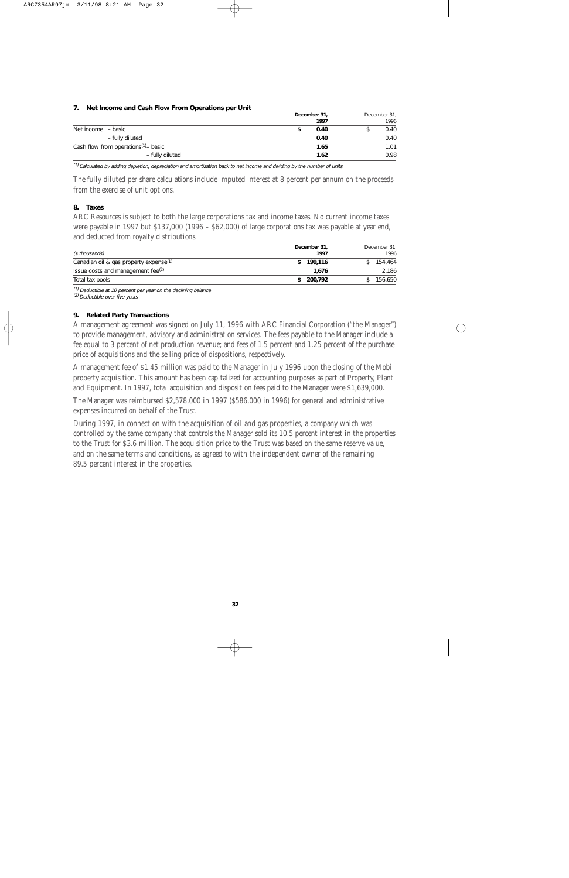## 7. Net Income and Cash Flow From Operations per Unit

| | December 31, 1997 | December 31, 1996 |
|---|---|---|
| Net income – basic | **$ 0.40** | $ 0.40 |
| – fully diluted | **0.40** | 0.40 |
| Cash flow from operations[(1)] – basic | **1.65** | 1.01 |
| – fully diluted | **1.62** | 0.98 |

*(1) Calculated by adding depletion, depreciation and amortization back to net income and dividing by the number of units*

The fully diluted per share calculations include imputed interest at 8 percent per annum on the proceeds from the exercise of unit options.

## 8. Taxes

ARC Resources is subject to both the large corporations tax and income taxes. No current income taxes were payable in 1997 but $137,000 (1996 – $62,000) of large corporations tax was payable at year end, and deducted from royalty distributions.

| ($ thousands) | December 31, 1997 | December 31, 1996 |
|---|---|---|
| Canadian oil & gas property expense[(1)] | **$ 199,116** | $ 154,464 |
| Issue costs and management fee[(2)] | **1,676** | 2,186 |
| Total tax pools | **$ 200,792** | $ 156,650 |

*(1) Deductible at 10 percent per year on the declining balance*
*(2) Deductible over five years*

## 9. Related Party Transactions

A management agreement was signed on July 11, 1996 with ARC Financial Corporation ("the Manager") to provide management, advisory and administration services. The fees payable to the Manager include a fee equal to 3 percent of net production revenue; and fees of 1.5 percent and 1.25 percent of the purchase price of acquisitions and the selling price of dispositions, respectively.

A management fee of $1.45 million was paid to the Manager in July 1996 upon the closing of the Mobil property acquisition. This amount has been capitalized for accounting purposes as part of Property, Plant and Equipment. In 1997, total acquisition and disposition fees paid to the Manager were $1,639,000.

The Manager was reimbursed $2,578,000 in 1997 ($586,000 in 1996) for general and administrative expenses incurred on behalf of the Trust.

During 1997, in connection with the acquisition of oil and gas properties, a company which was controlled by the same company that controls the Manager sold its 10.5 percent interest in the properties to the Trust for $3.6 million. The acquisition price to the Trust was based on the same reserve value, and on the same terms and conditions, as agreed to with the independent owner of the remaining 89.5 percent interest in the properties.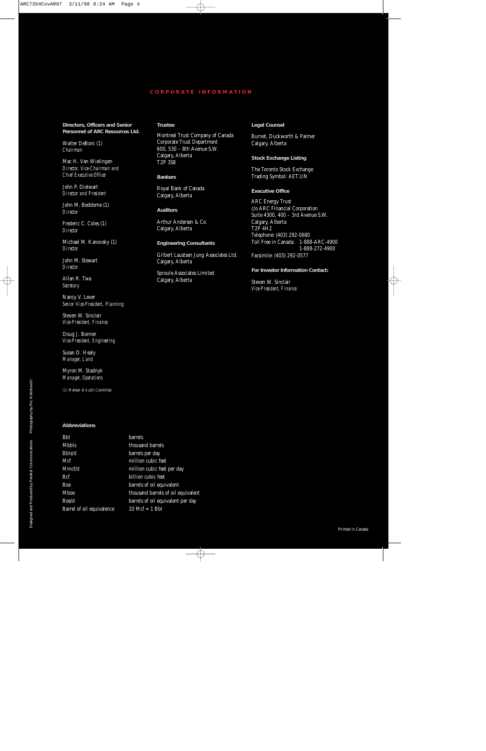# CORPORATE INFORMATION

**Directors, Officers and Senior Personnel of ARC Resources Ltd.**

Walter DeBoni (1)
*Chairman*

Mac H. Van Wielingen
*Director, Vice Chairman and Chief Executive Officer*

John P. Dielwart
*Director and President*

John M. Beddome (1)
*Director*

Frederic C. Coles (1)
*Director*

Michael M. Kanovsky (1)
*Director*

John M. Stewart
*Director*

Allan R. Twa
*Secretary*

Nancy V. Lever
*Senior Vice-President, Planning*

Steven W. Sinclair
*Vice-President, Finance*

Doug J. Bonner
*Vice-President, Engineering*

Susan D. Healy
*Manager, Land*

Myron M. Stadnyk
*Manager, Operations*

(1) Member of Audit Committee

**Trustee**

Montreal Trust Company of Canada
Corporate Trust Department
600, 530 – 8th Avenue S.W.
Calgary, Alberta
T2P 3S8

**Bankers**

Royal Bank of Canada
Calgary, Alberta

**Auditors**

Arthur Andersen & Co.
Calgary, Alberta

**Engineering Consultants**

Gilbert Laustsen Jung Associates Ltd.
Calgary, Alberta

Sproule Associates Limited
Calgary, Alberta

**Legal Counsel**

Burnet, Duckworth & Palmer
Calgary, Alberta

**Stock Exchange Listing**

The Toronto Stock Exchange
Trading Symbol: AET.UN

**Executive Office**

ARC Energy Trust
c/o ARC Financial Corporation
Suite 4300, 400 – 3rd Avenue S.W.
Calgary, Alberta
T2P 4H2
Telephone: (403) 292-0680
Toll Free in Canada: 1-888-ARC-4900
1-888-272-4900
Facsimile: (403) 292-0577

**For Investor Information Contact:**

Steven W. Sinclair
*Vice-President, Finance*

**Abbreviations**

| | |
|---|---|
| Bbl | barrels |
| Mbbls | thousand barrels |
| Bbls/d | barrels per day |
| Mcf | million cubic feet |
| Mmcf/d | million cubic feet per day |
| Bcf | billion cubic feet |
| Boe | barrels of oil equivalent |
| Mboe | thousand barrels of oil equivalent |
| Boe/d | barrels of oil equivalent per day |
| Barrel of oil equivalence | 10 Mcf = 1 Bbl |

Designed and Produced by Parallel Communications    Photography by Ric Kokotovich

Printed in Canada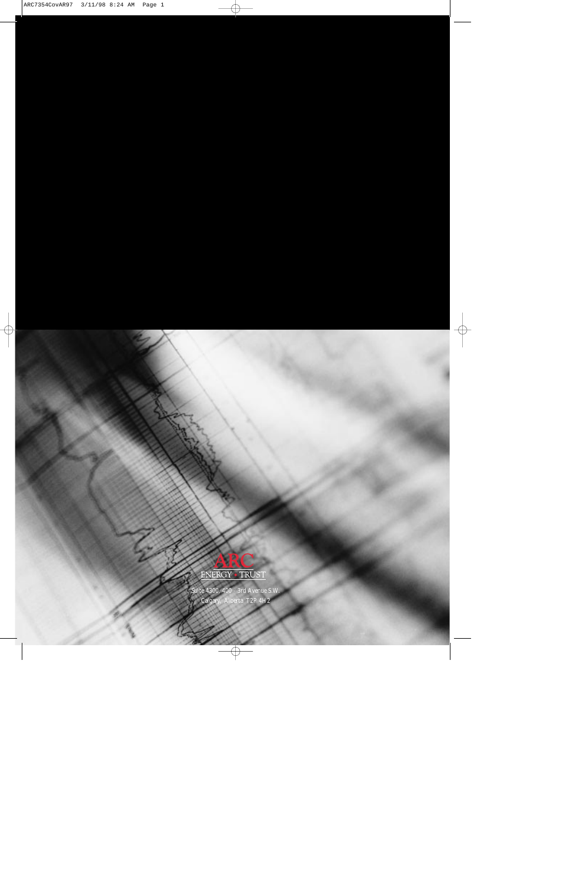ARC

ENERGY • TRUST

Suite 4300, 400 - 3rd Avenue S.W.
Calgary, Alberta T2P 4H2